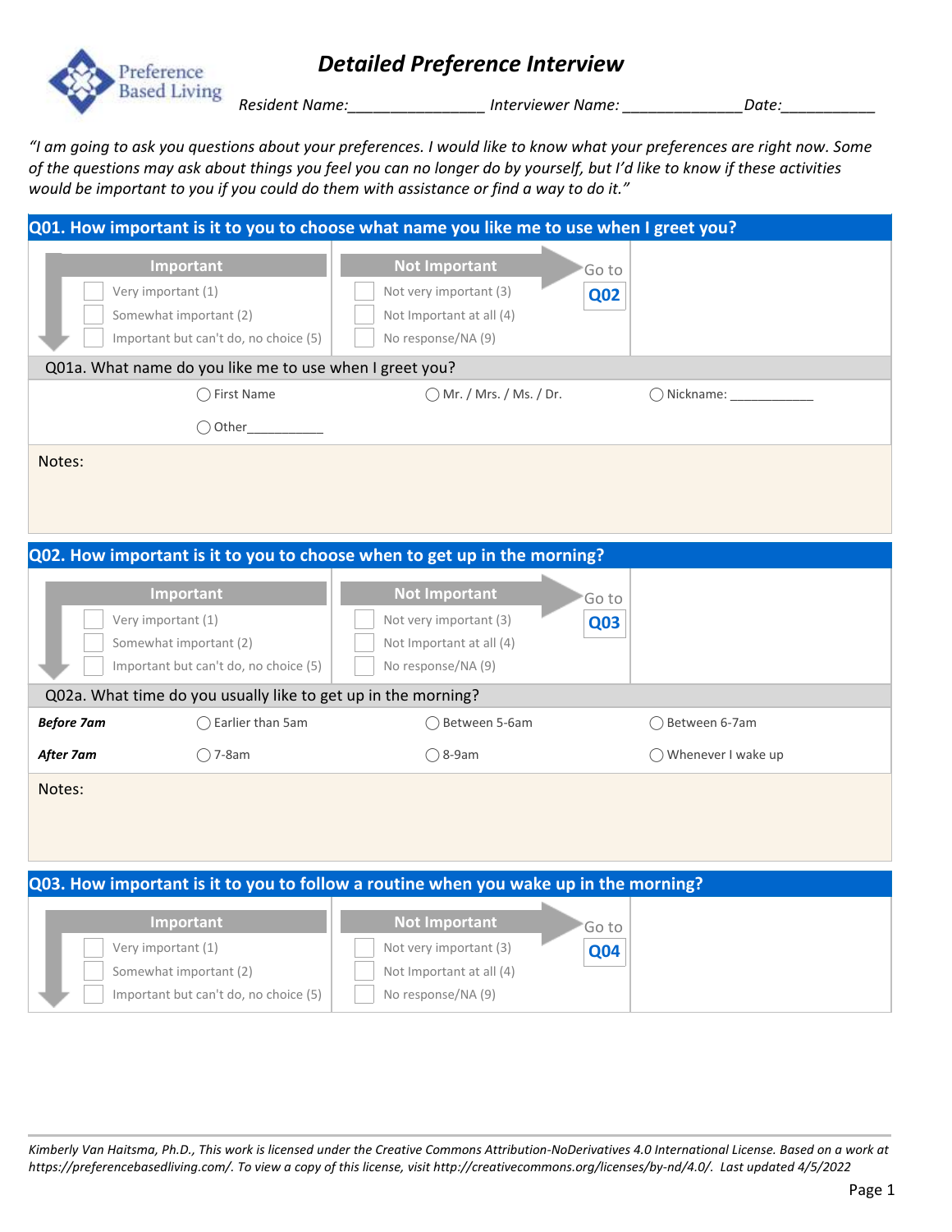# Detailed Preference Interview

Preference Based Living

*Resident Name:________________ Interviewer Name: ______________Date:___________*

*"I am going to ask you questions about your preferences. I would like to know what your preferences are right now. Some of the questions may ask about things you feel you can no longer do by yourself, but I'd like to know if these activities would be important to you if you could do them with assistance or find a way to do it."*

## Q01. How important is it to you to choose what name you like me to use when I greet you?

| Important | Not Important | |
|---|---|---|
| ☐ Very important (1) | ☐ Not very important (3) | Go to **Q02** |
| ☐ Somewhat important (2) | ☐ Not Important at all (4) | |
| ☐ Important but can't do, no choice (5) | ☐ No response/NA (9) | |

**Q01a. What name do you like me to use when I greet you?**

◯ First Name ◯ Mr. / Mrs. / Ms. / Dr. ◯ Nickname: ____________

◯ Other___________

Notes:

## Q02. How important is it to you to choose when to get up in the morning?

| Important | Not Important | |
|---|---|---|
| ☐ Very important (1) | ☐ Not very important (3) | Go to **Q03** |
| ☐ Somewhat important (2) | ☐ Not Important at all (4) | |
| ☐ Important but can't do, no choice (5) | ☐ No response/NA (9) | |

**Q02a. What time do you usually like to get up in the morning?**

| | | | |
|---|---|---|---|
| ***Before 7am*** | ◯ Earlier than 5am | ◯ Between 5-6am | ◯ Between 6-7am |
| ***After 7am*** | ◯ 7-8am | ◯ 8-9am | ◯ Whenever I wake up |

Notes:

## Q03. How important is it to you to follow a routine when you wake up in the morning?

| Important | Not Important | |
|---|---|---|
| ☐ Very important (1) | ☐ Not very important (3) | Go to **Q04** |
| ☐ Somewhat important (2) | ☐ Not Important at all (4) | |
| ☐ Important but can't do, no choice (5) | ☐ No response/NA (9) | |

*Kimberly Van Haitsma, Ph.D., This work is licensed under the Creative Commons Attribution-NoDerivatives 4.0 International License. Based on a work at https://preferencebasedliving.com/. To view a copy of this license, visit http://creativecommons.org/licenses/by-nd/4.0/. Last updated 4/5/2022*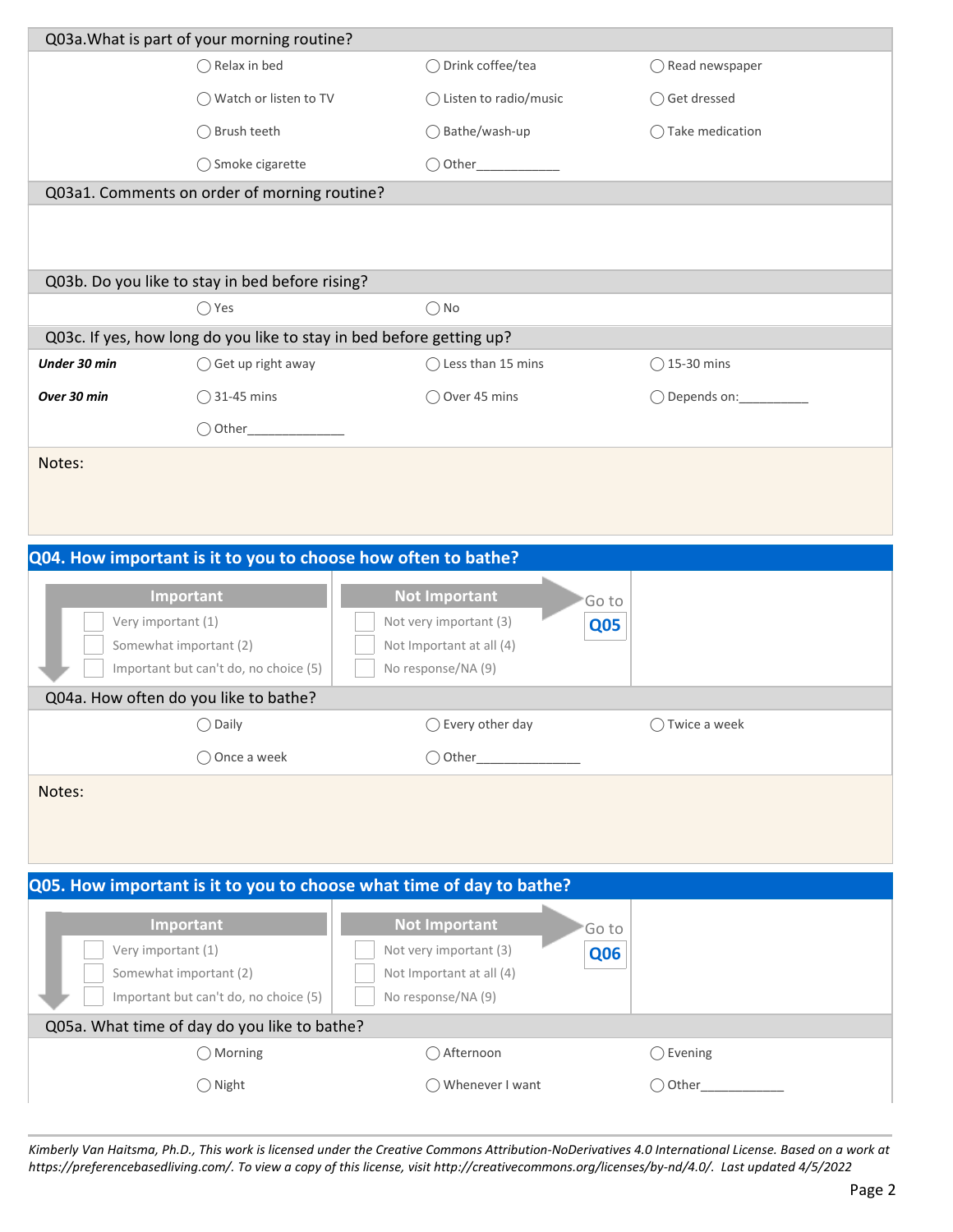## Q03a. What is part of your morning routine?

- ◯ Relax in bed
- ◯ Drink coffee/tea
- ◯ Read newspaper
- ◯ Watch or listen to TV
- ◯ Listen to radio/music
- ◯ Get dressed
- ◯ Brush teeth
- ◯ Bathe/wash-up
- ◯ Take medication
- ◯ Smoke cigarette
- ◯ Other___________

## Q03a1. Comments on order of morning routine?

## Q03b. Do you like to stay in bed before rising?

- ◯ Yes
- ◯ No

## Q03c. If yes, how long do you like to stay in bed before getting up?

***Under 30 min***

- ◯ Get up right away
- ◯ Less than 15 mins
- ◯ 15-30 mins

***Over 30 min***

- ◯ 31-45 mins
- ◯ Over 45 mins
- ◯ Depends on:__________
- ◯ Other______________

Notes:

## Q04. How important is it to you to choose how often to bathe?

| Important | Not Important |
|---|---|
| ☐ Very important (1) | ☐ Not very important (3) |
| ☐ Somewhat important (2) | ☐ Not Important at all (4) |
| ☐ Important but can't do, no choice (5) | ☐ No response/NA (9) |

Not Important → Go to **Q05**

## Q04a. How often do you like to bathe?

- ◯ Daily
- ◯ Every other day
- ◯ Twice a week
- ◯ Once a week
- ◯ Other_______________

Notes:

## Q05. How important is it to you to choose what time of day to bathe?

| Important | Not Important |
|---|---|
| ☐ Very important (1) | ☐ Not very important (3) |
| ☐ Somewhat important (2) | ☐ Not Important at all (4) |
| ☐ Important but can't do, no choice (5) | ☐ No response/NA (9) |

Not Important → Go to **Q06**

## Q05a. What time of day do you like to bathe?

- ◯ Morning
- ◯ Afternoon
- ◯ Evening
- ◯ Night
- ◯ Whenever I want
- ◯ Other___________

*Kimberly Van Haitsma, Ph.D., This work is licensed under the Creative Commons Attribution-NoDerivatives 4.0 International License. Based on a work at https://preferencebasedliving.com/. To view a copy of this license, visit http://creativecommons.org/licenses/by-nd/4.0/. Last updated 4/5/2022*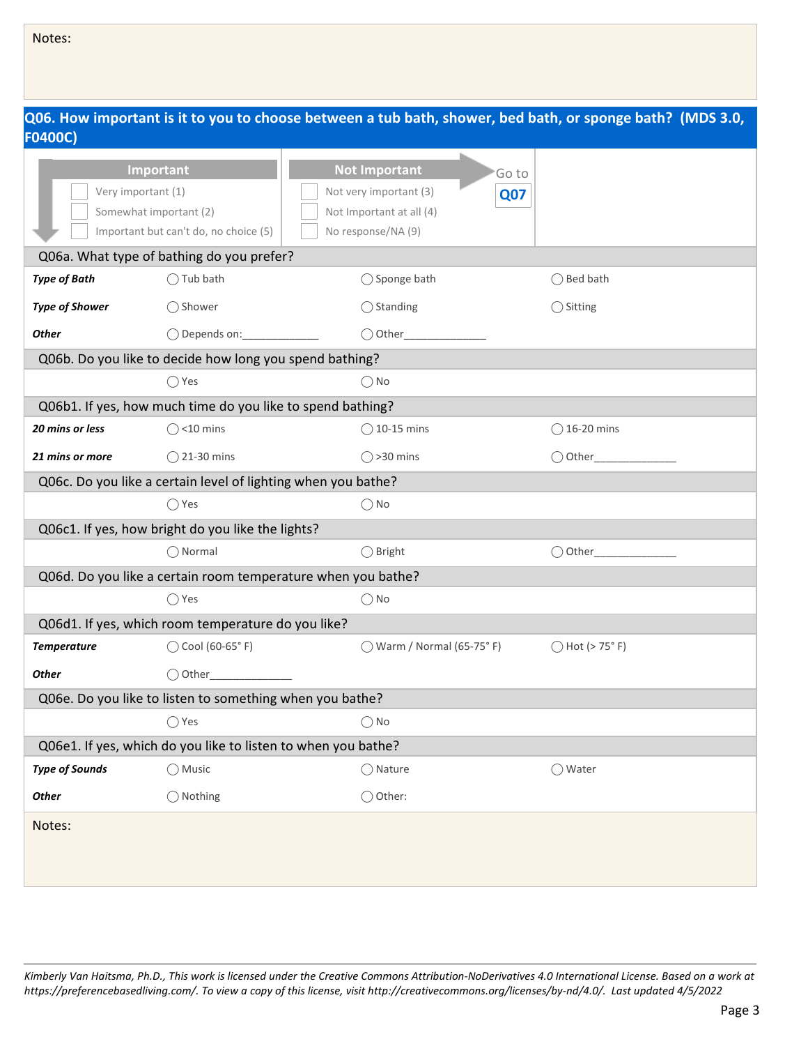Notes:

## Q06. How important is it to you to choose between a tub bath, shower, bed bath, or sponge bath? (MDS 3.0, F0400C)

| Important | Not Important | |
|---|---|---|
| ☐ Very important (1) | ☐ Not very important (3) | Go to **Q07** |
| ☐ Somewhat important (2) | ☐ Not Important at all (4) | |
| ☐ Important but can't do, no choice (5) | ☐ No response/NA (9) | |

**Q06a. What type of bathing do you prefer?**

| | | | |
|---|---|---|---|
| ***Type of Bath*** | ◯ Tub bath | ◯ Sponge bath | ◯ Bed bath |
| ***Type of Shower*** | ◯ Shower | ◯ Standing | ◯ Sitting |
| ***Other*** | ◯ Depends on:____________ | ◯ Other_____________ | |

**Q06b. Do you like to decide how long you spend bathing?**

◯ Yes ◯ No

**Q06b1. If yes, how much time do you like to spend bathing?**

| | | | |
|---|---|---|---|
| ***20 mins or less*** | ◯ <10 mins | ◯ 10-15 mins | ◯ 16-20 mins |
| ***21 mins or more*** | ◯ 21-30 mins | ◯ >30 mins | ◯ Other_____________ |

**Q06c. Do you like a certain level of lighting when you bathe?**

◯ Yes ◯ No

**Q06c1. If yes, how bright do you like the lights?**

◯ Normal ◯ Bright ◯ Other_____________

**Q06d. Do you like a certain room temperature when you bathe?**

◯ Yes ◯ No

**Q06d1. If yes, which room temperature do you like?**

| | | | |
|---|---|---|---|
| ***Temperature*** | ◯ Cool (60-65° F) | ◯ Warm / Normal (65-75° F) | ◯ Hot (> 75° F) |
| ***Other*** | ◯ Other_____________ | | |

**Q06e. Do you like to listen to something when you bathe?**

◯ Yes ◯ No

**Q06e1. If yes, which do you like to listen to when you bathe?**

| | | | |
|---|---|---|---|
| ***Type of Sounds*** | ◯ Music | ◯ Nature | ◯ Water |
| ***Other*** | ◯ Nothing | ◯ Other: | |

Notes:

*Kimberly Van Haitsma, Ph.D., This work is licensed under the Creative Commons Attribution-NoDerivatives 4.0 International License. Based on a work at https://preferencebasedliving.com/. To view a copy of this license, visit http://creativecommons.org/licenses/by-nd/4.0/. Last updated 4/5/2022*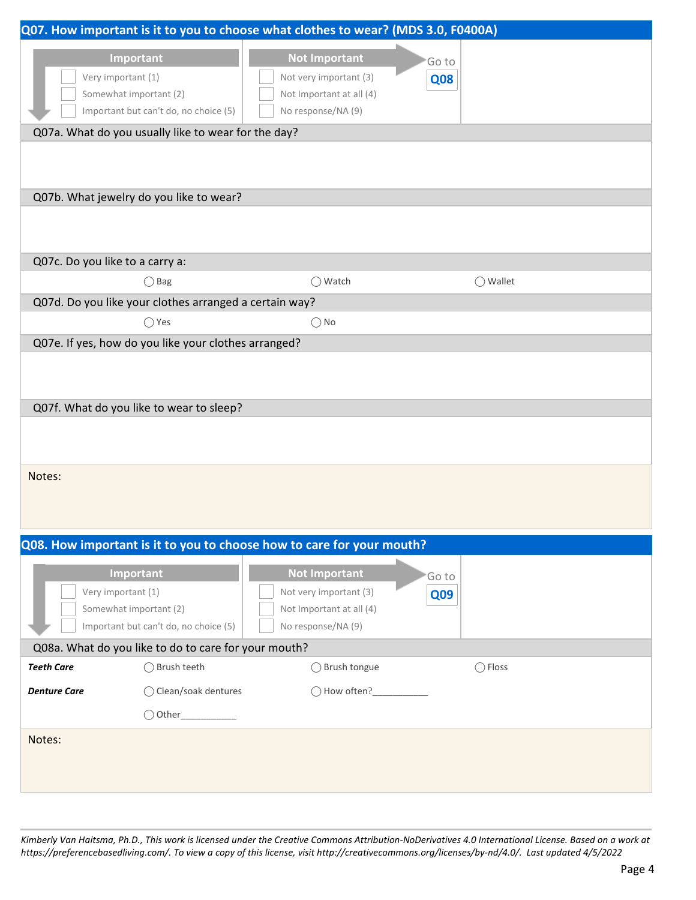## Q07. How important is it to you to choose what clothes to wear? (MDS 3.0, F0400A)

| Important | Not Important | |
|---|---|---|
| ☐ Very important (1) | ☐ Not very important (3) | Go to **Q08** |
| ☐ Somewhat important (2) | ☐ Not Important at all (4) | |
| ☐ Important but can't do, no choice (5) | ☐ No response/NA (9) | |

**Q07a. What do you usually like to wear for the day?**

**Q07b. What jewelry do you like to wear?**

**Q07c. Do you like to a carry a:**

◯ Bag ◯ Watch ◯ Wallet

**Q07d. Do you like your clothes arranged a certain way?**

◯ Yes ◯ No

**Q07e. If yes, how do you like your clothes arranged?**

**Q07f. What do you like to wear to sleep?**

Notes:

## Q08. How important is it to you to choose how to care for your mouth?

| Important | Not Important | |
|---|---|---|
| ☐ Very important (1) | ☐ Not very important (3) | Go to **Q09** |
| ☐ Somewhat important (2) | ☐ Not Important at all (4) | |
| ☐ Important but can't do, no choice (5) | ☐ No response/NA (9) | |

**Q08a. What do you like to do to care for your mouth?**

| | | | |
|---|---|---|---|
| ***Teeth Care*** | ◯ Brush teeth | ◯ Brush tongue | ◯ Floss |
| ***Denture Care*** | ◯ Clean/soak dentures | ◯ How often?___________ | |
| | ◯ Other___________ | | |

Notes:

*Kimberly Van Haitsma, Ph.D., This work is licensed under the Creative Commons Attribution-NoDerivatives 4.0 International License. Based on a work at https://preferencebasedliving.com/. To view a copy of this license, visit http://creativecommons.org/licenses/by-nd/4.0/. Last updated 4/5/2022*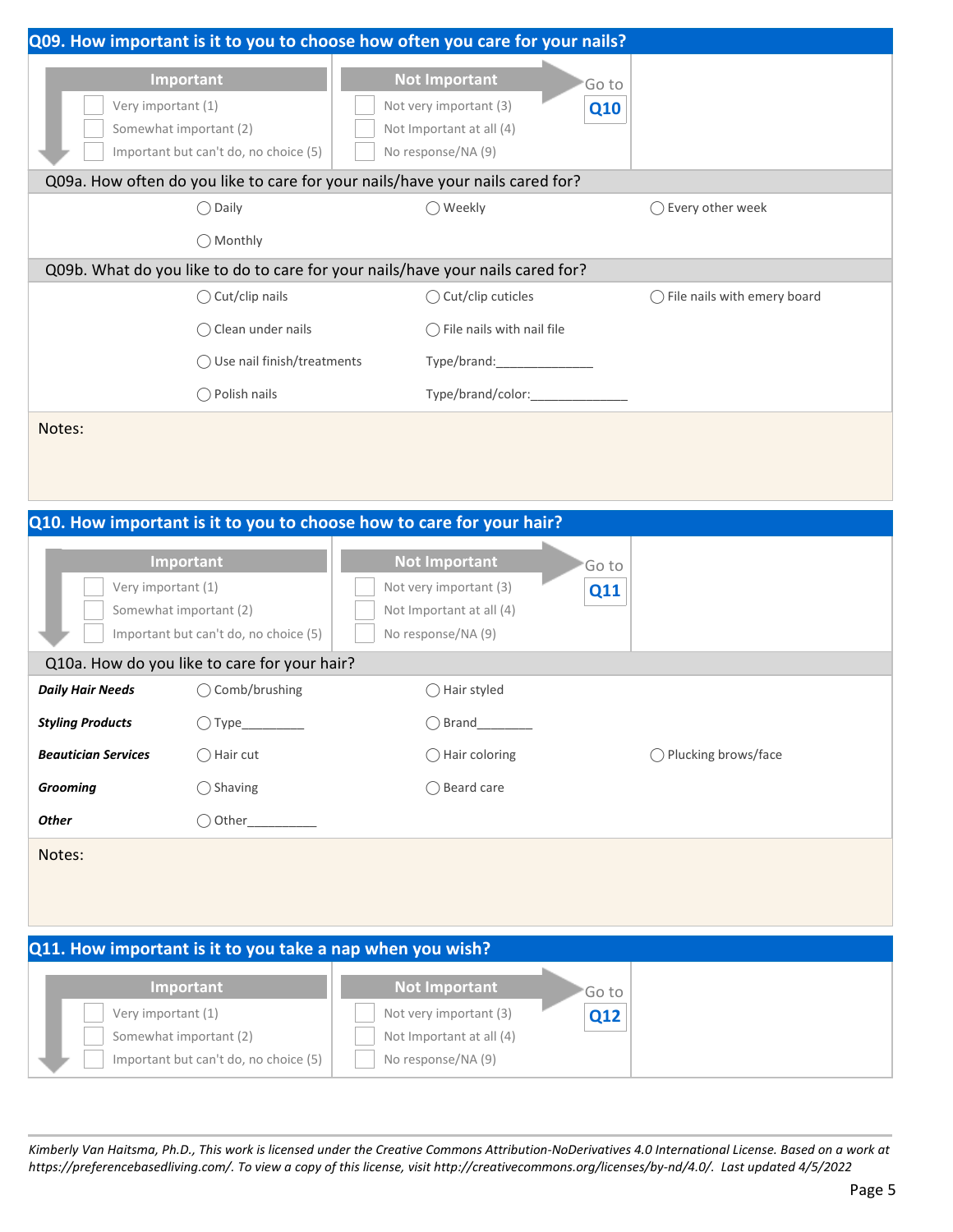## Q09. How important is it to you to choose how often you care for your nails?

| Important | Not Important | |
|---|---|---|
| ☐ Very important (1) | ☐ Not very important (3) | Go to **Q10** |
| ☐ Somewhat important (2) | ☐ Not Important at all (4) | |
| ☐ Important but can't do, no choice (5) | ☐ No response/NA (9) | |

### Q09a. How often do you like to care for your nails/have your nails cared for?

◯ Daily　◯ Weekly　◯ Every other week

◯ Monthly

### Q09b. What do you like to do to care for your nails/have your nails cared for?

◯ Cut/clip nails　◯ Cut/clip cuticles　◯ File nails with emery board

◯ Clean under nails　◯ File nails with nail file

◯ Use nail finish/treatments　Type/brand:______________

◯ Polish nails　Type/brand/color:______________

Notes:

## Q10. How important is it to you to choose how to care for your hair?

| Important | Not Important | |
|---|---|---|
| ☐ Very important (1) | ☐ Not very important (3) | Go to **Q11** |
| ☐ Somewhat important (2) | ☐ Not Important at all (4) | |
| ☐ Important but can't do, no choice (5) | ☐ No response/NA (9) | |

### Q10a. How do you like to care for your hair?

| | | | |
|---|---|---|---|
| ***Daily Hair Needs*** | ◯ Comb/brushing | ◯ Hair styled | |
| ***Styling Products*** | ◯ Type_________ | ◯ Brand________ | |
| ***Beautician Services*** | ◯ Hair cut | ◯ Hair coloring | ◯ Plucking brows/face |
| ***Grooming*** | ◯ Shaving | ◯ Beard care | |
| ***Other*** | ◯ Other__________ | | |

Notes:

## Q11. How important is it to you take a nap when you wish?

| Important | Not Important | |
|---|---|---|
| ☐ Very important (1) | ☐ Not very important (3) | Go to **Q12** |
| ☐ Somewhat important (2) | ☐ Not Important at all (4) | |
| ☐ Important but can't do, no choice (5) | ☐ No response/NA (9) | |

*Kimberly Van Haitsma, Ph.D., This work is licensed under the Creative Commons Attribution-NoDerivatives 4.0 International License. Based on a work at https://preferencebasedliving.com/. To view a copy of this license, visit http://creativecommons.org/licenses/by-nd/4.0/. Last updated 4/5/2022*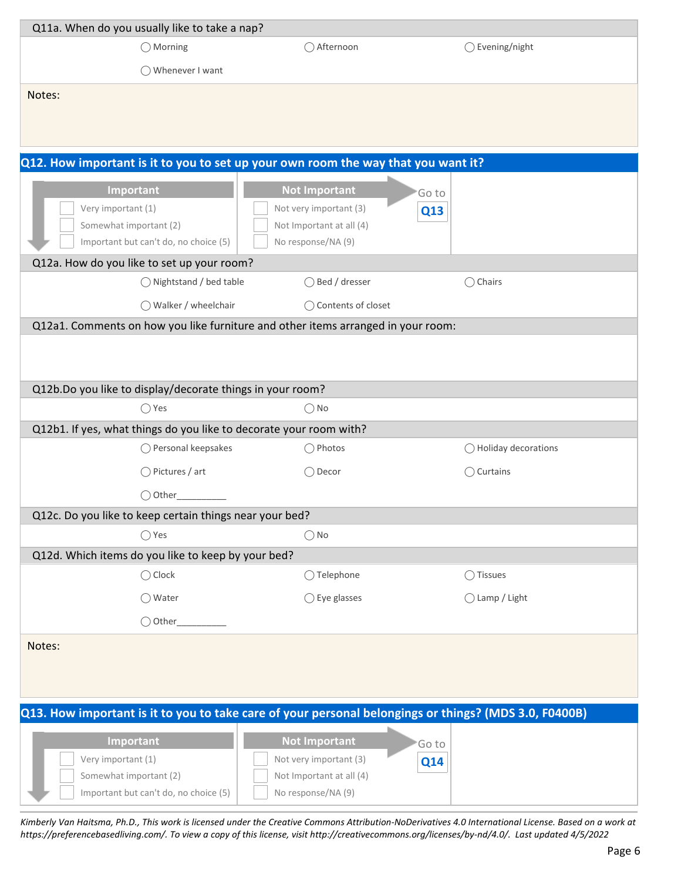Q11a. When do you usually like to take a nap?

◯ Morning ◯ Afternoon ◯ Evening/night

◯ Whenever I want

Notes:

## Q12. How important is it to you to set up your own room the way that you want it?

| Important | Not Important | |
|---|---|---|
| ☐ Very important (1) | ☐ Not very important (3) | Go to **Q13** |
| ☐ Somewhat important (2) | ☐ Not Important at all (4) | |
| ☐ Important but can't do, no choice (5) | ☐ No response/NA (9) | |

Q12a. How do you like to set up your room?

◯ Nightstand / bed table ◯ Bed / dresser ◯ Chairs

◯ Walker / wheelchair ◯ Contents of closet

Q12a1. Comments on how you like furniture and other items arranged in your room:

Q12b.Do you like to display/decorate things in your room?

◯ Yes ◯ No

Q12b1. If yes, what things do you like to decorate your room with?

◯ Personal keepsakes ◯ Photos ◯ Holiday decorations

◯ Pictures / art ◯ Decor ◯ Curtains

◯ Other__________

Q12c. Do you like to keep certain things near your bed?

◯ Yes ◯ No

Q12d. Which items do you like to keep by your bed?

◯ Clock ◯ Telephone ◯ Tissues

◯ Water ◯ Eye glasses ◯ Lamp / Light

◯ Other__________

Notes:

## Q13. How important is it to you to take care of your personal belongings or things? (MDS 3.0, F0400B)

| Important | Not Important | |
|---|---|---|
| ☐ Very important (1) | ☐ Not very important (3) | Go to **Q14** |
| ☐ Somewhat important (2) | ☐ Not Important at all (4) | |
| ☐ Important but can't do, no choice (5) | ☐ No response/NA (9) | |

*Kimberly Van Haitsma, Ph.D., This work is licensed under the Creative Commons Attribution-NoDerivatives 4.0 International License. Based on a work at https://preferencebasedliving.com/. To view a copy of this license, visit http://creativecommons.org/licenses/by-nd/4.0/. Last updated 4/5/2022*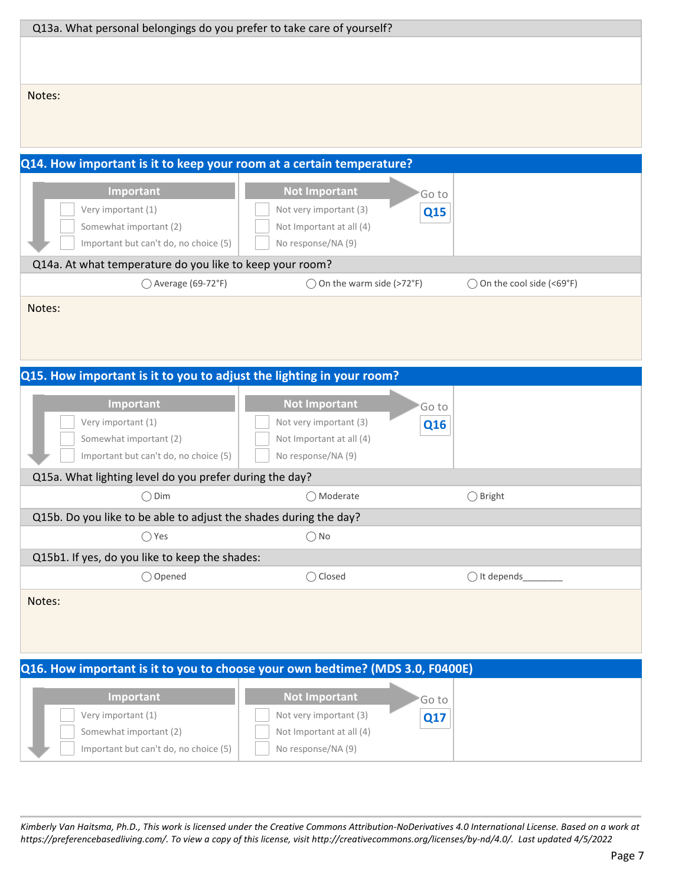Q13a. What personal belongings do you prefer to take care of yourself?

Notes:

## Q14. How important is it to keep your room at a certain temperature?

| Important | Not Important | Go to Q15 |
|---|---|---|
| ☐ Very important (1) | ☐ Not very important (3) | |
| ☐ Somewhat important (2) | ☐ Not Important at all (4) | |
| ☐ Important but can't do, no choice (5) | ☐ No response/NA (9) | |

Q14a. At what temperature do you like to keep your room?

◯ Average (69-72°F) ◯ On the warm side (>72°F) ◯ On the cool side (<69°F)

Notes:

## Q15. How important is it to you to adjust the lighting in your room?

| Important | Not Important | Go to Q16 |
|---|---|---|
| ☐ Very important (1) | ☐ Not very important (3) | |
| ☐ Somewhat important (2) | ☐ Not Important at all (4) | |
| ☐ Important but can't do, no choice (5) | ☐ No response/NA (9) | |

Q15a. What lighting level do you prefer during the day?

◯ Dim ◯ Moderate ◯ Bright

Q15b. Do you like to be able to adjust the shades during the day?

◯ Yes ◯ No

Q15b1. If yes, do you like to keep the shades:

◯ Opened ◯ Closed ◯ It depends________

Notes:

## Q16. How important is it to you to choose your own bedtime? (MDS 3.0, F0400E)

| Important | Not Important | Go to Q17 |
|---|---|---|
| ☐ Very important (1) | ☐ Not very important (3) | |
| ☐ Somewhat important (2) | ☐ Not Important at all (4) | |
| ☐ Important but can't do, no choice (5) | ☐ No response/NA (9) | |

*Kimberly Van Haitsma, Ph.D., This work is licensed under the Creative Commons Attribution-NoDerivatives 4.0 International License. Based on a work at https://preferencebasedliving.com/. To view a copy of this license, visit http://creativecommons.org/licenses/by-nd/4.0/. Last updated 4/5/2022*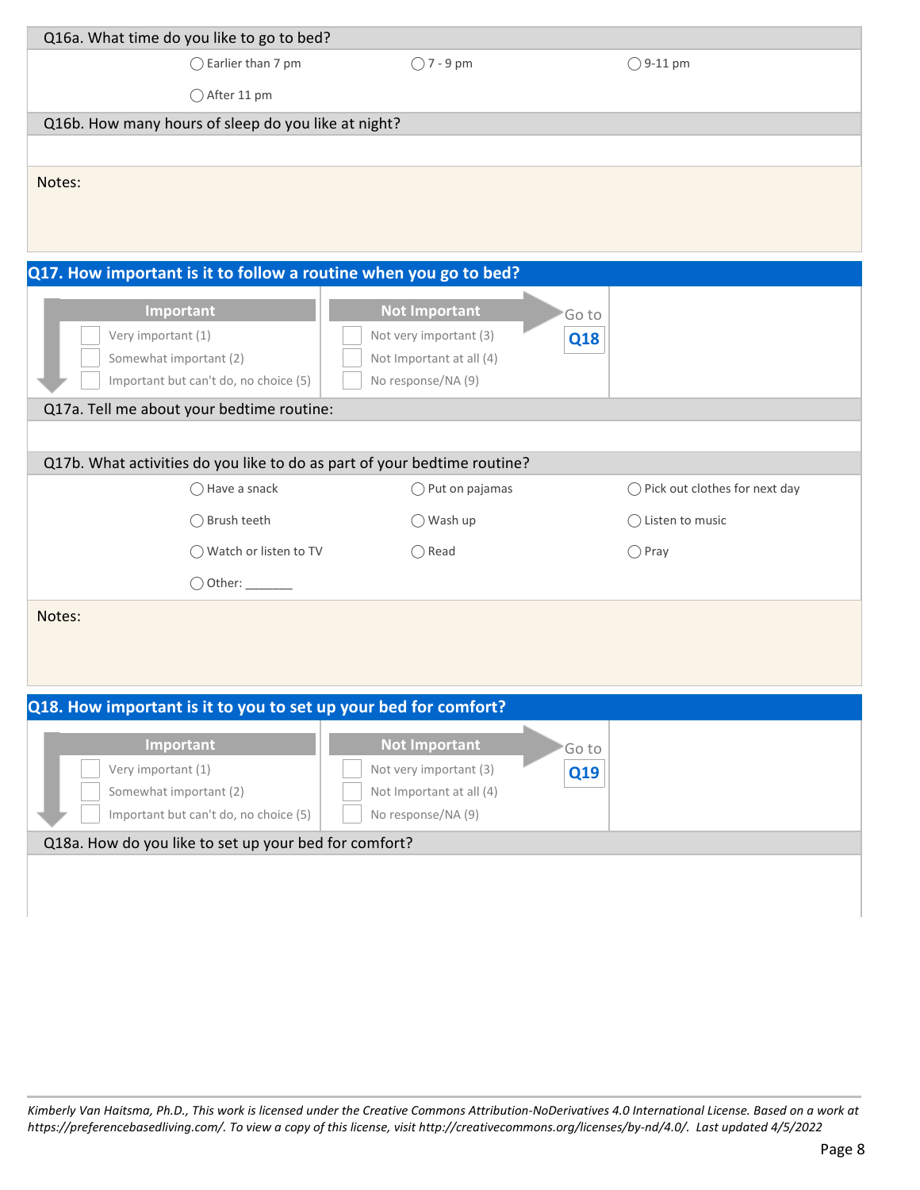Q16a. What time do you like to go to bed?

◯ Earlier than 7 pm ◯ 7 - 9 pm ◯ 9-11 pm

◯ After 11 pm

Q16b. How many hours of sleep do you like at night?

Notes:

## Q17. How important is it to follow a routine when you go to bed?

| Important | Not Important | Go to **Q18** |
|---|---|---|
| ☐ Very important (1) | ☐ Not very important (3) | |
| ☐ Somewhat important (2) | ☐ Not Important at all (4) | |
| ☐ Important but can't do, no choice (5) | ☐ No response/NA (9) | |

Q17a. Tell me about your bedtime routine:

Q17b. What activities do you like to do as part of your bedtime routine?

◯ Have a snack ◯ Put on pajamas ◯ Pick out clothes for next day

◯ Brush teeth ◯ Wash up ◯ Listen to music

◯ Watch or listen to TV ◯ Read ◯ Pray

◯ Other: _______

Notes:

## Q18. How important is it to you to set up your bed for comfort?

| Important | Not Important | Go to **Q19** |
|---|---|---|
| ☐ Very important (1) | ☐ Not very important (3) | |
| ☐ Somewhat important (2) | ☐ Not Important at all (4) | |
| ☐ Important but can't do, no choice (5) | ☐ No response/NA (9) | |

Q18a. How do you like to set up your bed for comfort?

*Kimberly Van Haitsma, Ph.D., This work is licensed under the Creative Commons Attribution-NoDerivatives 4.0 International License. Based on a work at https://preferencebasedliving.com/. To view a copy of this license, visit http://creativecommons.org/licenses/by-nd/4.0/. Last updated 4/5/2022*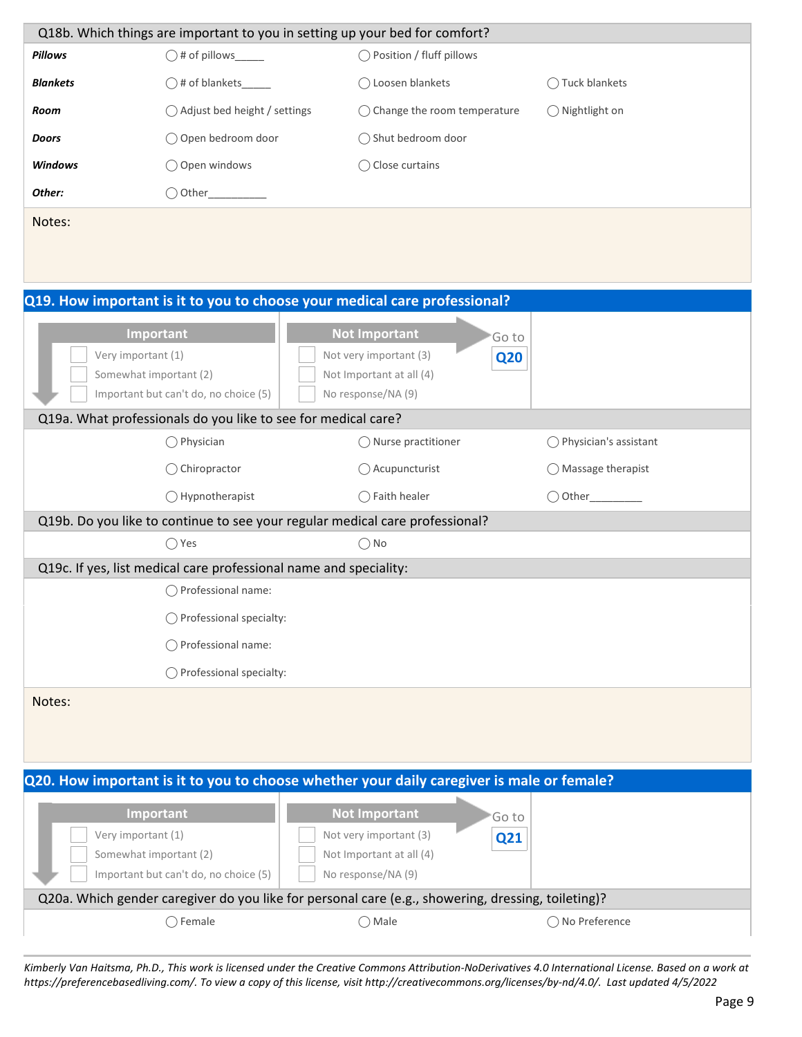### Q18b. Which things are important to you in setting up your bed for comfort?

| | | | |
|---|---|---|---|
| ***Pillows*** | ◯ # of pillows_____ | ◯ Position / fluff pillows | |
| ***Blankets*** | ◯ # of blankets_____ | ◯ Loosen blankets | ◯ Tuck blankets |
| ***Room*** | ◯ Adjust bed height / settings | ◯ Change the room temperature | ◯ Nightlight on |
| ***Doors*** | ◯ Open bedroom door | ◯ Shut bedroom door | |
| ***Windows*** | ◯ Open windows | ◯ Close curtains | |
| ***Other:*** | ◯ Other__________ | | |

Notes:

## Q19. How important is it to you to choose your medical care professional?

| Important | Not Important |
|---|---|
| ☐ Very important (1) | ☐ Not very important (3) |
| ☐ Somewhat important (2) | ☐ Not Important at all (4) |
| ☐ Important but can't do, no choice (5) | ☐ No response/NA (9) |

Not Important → Go to **Q20**

### Q19a. What professionals do you like to see for medical care?

| | | |
|---|---|---|
| ◯ Physician | ◯ Nurse practitioner | ◯ Physician's assistant |
| ◯ Chiropractor | ◯ Acupuncturist | ◯ Massage therapist |
| ◯ Hypnotherapist | ◯ Faith healer | ◯ Other_________ |

### Q19b. Do you like to continue to see your regular medical care professional?

◯ Yes ◯ No

### Q19c. If yes, list medical care professional name and speciality:

◯ Professional name:

◯ Professional specialty:

◯ Professional name:

◯ Professional specialty:

Notes:

## Q20. How important is it to you to choose whether your daily caregiver is male or female?

| Important | Not Important |
|---|---|
| ☐ Very important (1) | ☐ Not very important (3) |
| ☐ Somewhat important (2) | ☐ Not Important at all (4) |
| ☐ Important but can't do, no choice (5) | ☐ No response/NA (9) |

Not Important → Go to **Q21**

### Q20a. Which gender caregiver do you like for personal care (e.g., showering, dressing, toileting)?

◯ Female ◯ Male ◯ No Preference

*Kimberly Van Haitsma, Ph.D., This work is licensed under the Creative Commons Attribution-NoDerivatives 4.0 International License. Based on a work at https://preferencebasedliving.com/. To view a copy of this license, visit http://creativecommons.org/licenses/by-nd/4.0/. Last updated 4/5/2022*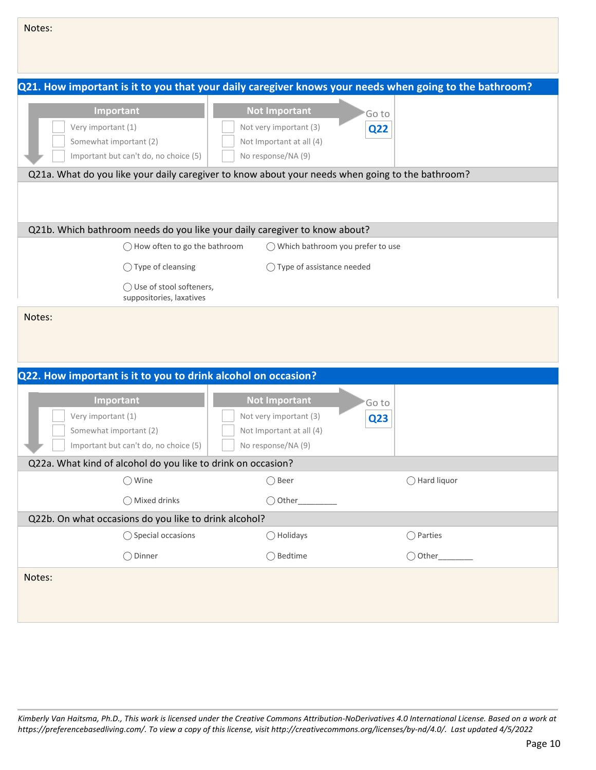Notes:

## Q21. How important is it to you that your daily caregiver knows your needs when going to the bathroom?

| Important | Not Important | |
|---|---|---|
| ☐ Very important (1) | ☐ Not very important (3) | Go to **Q22** |
| ☐ Somewhat important (2) | ☐ Not Important at all (4) | |
| ☐ Important but can't do, no choice (5) | ☐ No response/NA (9) | |

**Q21a. What do you like your daily caregiver to know about your needs when going to the bathroom?**

**Q21b. Which bathroom needs do you like your daily caregiver to know about?**

- ◯ How often to go the bathroom
- ◯ Which bathroom you prefer to use
- ◯ Type of cleansing
- ◯ Type of assistance needed
- ◯ Use of stool softeners, suppositories, laxatives

Notes:

## Q22. How important is it to you to drink alcohol on occasion?

| Important | Not Important | |
|---|---|---|
| ☐ Very important (1) | ☐ Not very important (3) | Go to **Q23** |
| ☐ Somewhat important (2) | ☐ Not Important at all (4) | |
| ☐ Important but can't do, no choice (5) | ☐ No response/NA (9) | |

**Q22a. What kind of alcohol do you like to drink on occasion?**

- ◯ Wine
- ◯ Beer
- ◯ Hard liquor
- ◯ Mixed drinks
- ◯ Other________

**Q22b. On what occasions do you like to drink alcohol?**

- ◯ Special occasions
- ◯ Holidays
- ◯ Parties
- ◯ Dinner
- ◯ Bedtime
- ◯ Other________

Notes:

*Kimberly Van Haitsma, Ph.D., This work is licensed under the Creative Commons Attribution-NoDerivatives 4.0 International License. Based on a work at https://preferencebasedliving.com/. To view a copy of this license, visit http://creativecommons.org/licenses/by-nd/4.0/. Last updated 4/5/2022*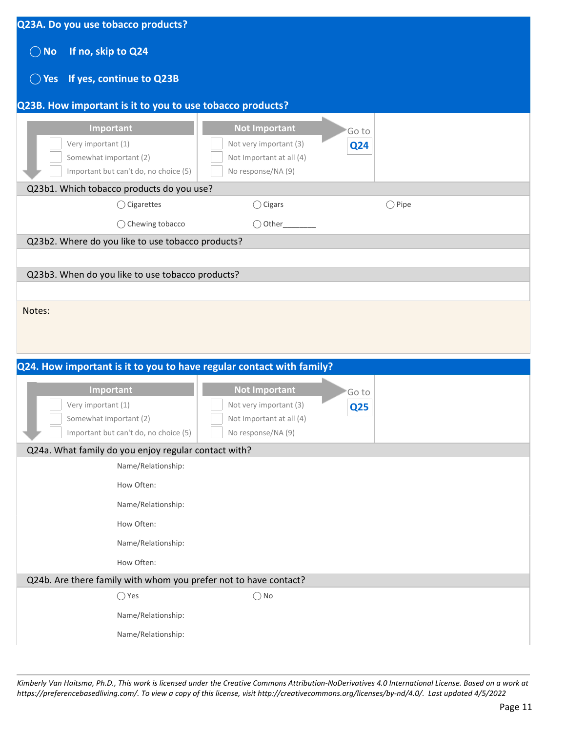## Q23A. Do you use tobacco products?

◯ **No** **If no, skip to Q24**

◯ **Yes** **If yes, continue to Q23B**

## Q23B. How important is it to you to use tobacco products?

| Important | Not Important | Go to **Q24** |
|---|---|---|
| ☐ Very important (1) | ☐ Not very important (3) | |
| ☐ Somewhat important (2) | ☐ Not Important at all (4) | |
| ☐ Important but can't do, no choice (5) | ☐ No response/NA (9) | |

Q23b1. Which tobacco products do you use?

◯ Cigarettes ◯ Cigars ◯ Pipe

◯ Chewing tobacco ◯ Other________

Q23b2. Where do you like to use tobacco products?

Q23b3. When do you like to use tobacco products?

Notes:

## Q24. How important is it to you to have regular contact with family?

| Important | Not Important | Go to **Q25** |
|---|---|---|
| ☐ Very important (1) | ☐ Not very important (3) | |
| ☐ Somewhat important (2) | ☐ Not Important at all (4) | |
| ☐ Important but can't do, no choice (5) | ☐ No response/NA (9) | |

Q24a. What family do you enjoy regular contact with?

Name/Relationship:

How Often:

Name/Relationship:

How Often:

Name/Relationship:

How Often:

Q24b. Are there family with whom you prefer not to have contact?

◯ Yes ◯ No

Name/Relationship:

Name/Relationship:

*Kimberly Van Haitsma, Ph.D., This work is licensed under the Creative Commons Attribution-NoDerivatives 4.0 International License. Based on a work at https://preferencebasedliving.com/. To view a copy of this license, visit http://creativecommons.org/licenses/by-nd/4.0/. Last updated 4/5/2022*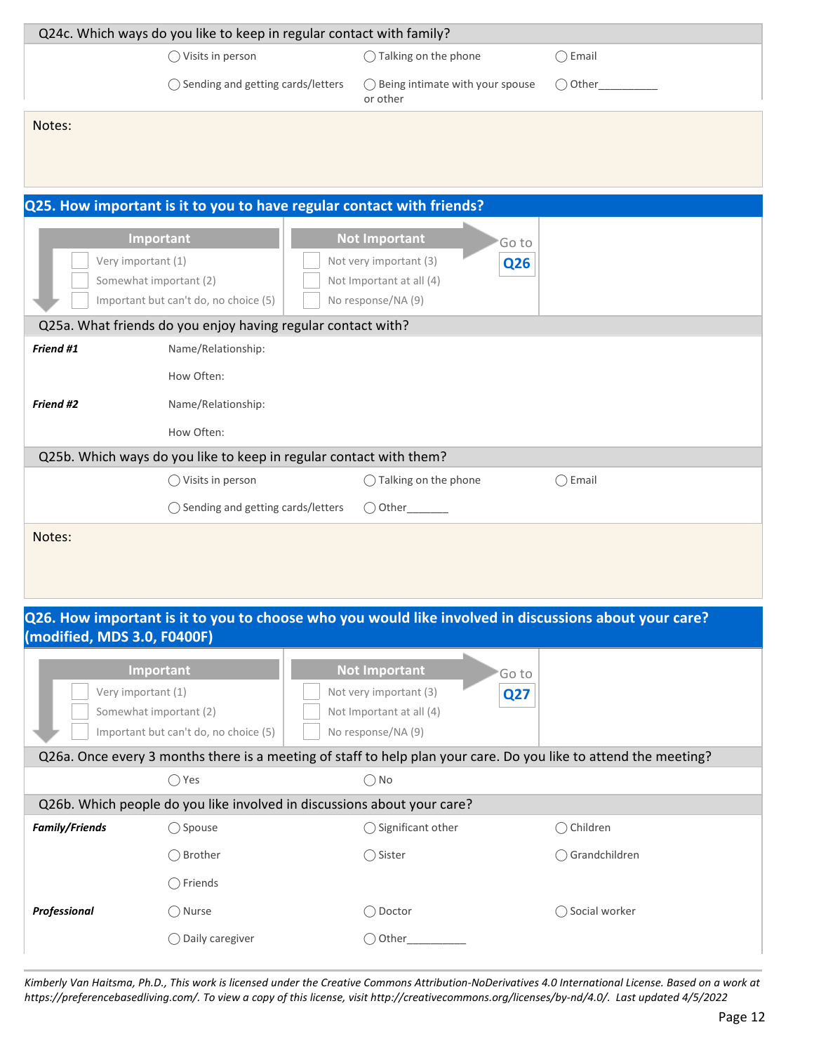Q24c. Which ways do you like to keep in regular contact with family?

◯ Visits in person ◯ Talking on the phone ◯ Email

◯ Sending and getting cards/letters ◯ Being intimate with your spouse or other ◯ Other__________

Notes:

## Q25. How important is it to you to have regular contact with friends?

| Important | Not Important | Go to **Q26** |
|---|---|---|
| ☐ Very important (1) | ☐ Not very important (3) | |
| ☐ Somewhat important (2) | ☐ Not Important at all (4) | |
| ☐ Important but can't do, no choice (5) | ☐ No response/NA (9) | |

Q25a. What friends do you enjoy having regular contact with?

***Friend #1*** Name/Relationship:

How Often:

***Friend #2*** Name/Relationship:

How Often:

Q25b. Which ways do you like to keep in regular contact with them?

◯ Visits in person ◯ Talking on the phone ◯ Email

◯ Sending and getting cards/letters ◯ Other______

Notes:

## Q26. How important is it to you to choose who you would like involved in discussions about your care? (modified, MDS 3.0, F0400F)

| Important | Not Important | Go to **Q27** |
|---|---|---|
| ☐ Very important (1) | ☐ Not very important (3) | |
| ☐ Somewhat important (2) | ☐ Not Important at all (4) | |
| ☐ Important but can't do, no choice (5) | ☐ No response/NA (9) | |

Q26a. Once every 3 months there is a meeting of staff to help plan your care. Do you like to attend the meeting?

◯ Yes ◯ No

Q26b. Which people do you like involved in discussions about your care?

***Family/Friends***

◯ Spouse ◯ Significant other ◯ Children

◯ Brother ◯ Sister ◯ Grandchildren

◯ Friends

***Professional***

◯ Nurse ◯ Doctor ◯ Social worker

◯ Daily caregiver ◯ Other__________

*Kimberly Van Haitsma, Ph.D., This work is licensed under the Creative Commons Attribution-NoDerivatives 4.0 International License. Based on a work at https://preferencebasedliving.com/. To view a copy of this license, visit http://creativecommons.org/licenses/by-nd/4.0/. Last updated 4/5/2022*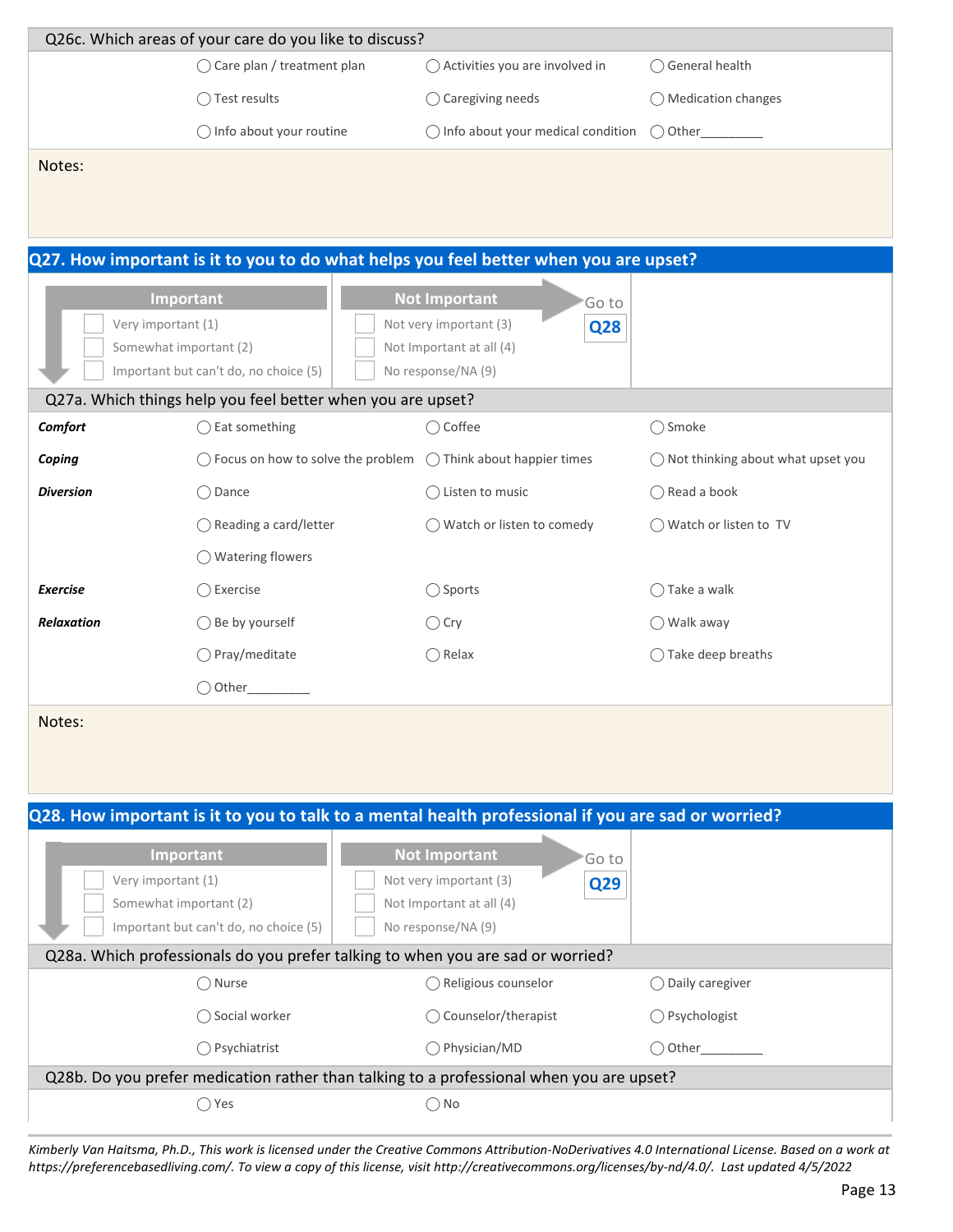### Q26c. Which areas of your care do you like to discuss?

◯ Care plan / treatment plan ◯ Activities you are involved in ◯ General health

◯ Test results ◯ Caregiving needs ◯ Medication changes

◯ Info about your routine ◯ Info about your medical condition ◯ Other_________

Notes:

## Q27. How important is it to you to do what helps you feel better when you are upset?

| Important | Not Important | Go to **Q28** |
|---|---|---|
| ☐ Very important (1) | ☐ Not very important (3) | |
| ☐ Somewhat important (2) | ☐ Not Important at all (4) | |
| ☐ Important but can't do, no choice (5) | ☐ No response/NA (9) | |

### Q27a. Which things help you feel better when you are upset?

| | | | |
|---|---|---|---|
| ***Comfort*** | ◯ Eat something | ◯ Coffee | ◯ Smoke |
| ***Coping*** | ◯ Focus on how to solve the problem | ◯ Think about happier times | ◯ Not thinking about what upset you |
| ***Diversion*** | ◯ Dance | ◯ Listen to music | ◯ Read a book |
| | ◯ Reading a card/letter | ◯ Watch or listen to comedy | ◯ Watch or listen to TV |
| | ◯ Watering flowers | | |
| ***Exercise*** | ◯ Exercise | ◯ Sports | ◯ Take a walk |
| ***Relaxation*** | ◯ Be by yourself | ◯ Cry | ◯ Walk away |
| | ◯ Pray/meditate | ◯ Relax | ◯ Take deep breaths |
| | ◯ Other_________ | | |

Notes:

## Q28. How important is it to you to talk to a mental health professional if you are sad or worried?

| Important | Not Important | Go to **Q29** |
|---|---|---|
| ☐ Very important (1) | ☐ Not very important (3) | |
| ☐ Somewhat important (2) | ☐ Not Important at all (4) | |
| ☐ Important but can't do, no choice (5) | ☐ No response/NA (9) | |

### Q28a. Which professionals do you prefer talking to when you are sad or worried?

◯ Nurse ◯ Religious counselor ◯ Daily caregiver

◯ Social worker ◯ Counselor/therapist ◯ Psychologist

◯ Psychiatrist ◯ Physician/MD ◯ Other_________

### Q28b. Do you prefer medication rather than talking to a professional when you are upset?

◯ Yes ◯ No

*Kimberly Van Haitsma, Ph.D., This work is licensed under the Creative Commons Attribution-NoDerivatives 4.0 International License. Based on a work at https://preferencebasedliving.com/. To view a copy of this license, visit http://creativecommons.org/licenses/by-nd/4.0/. Last updated 4/5/2022*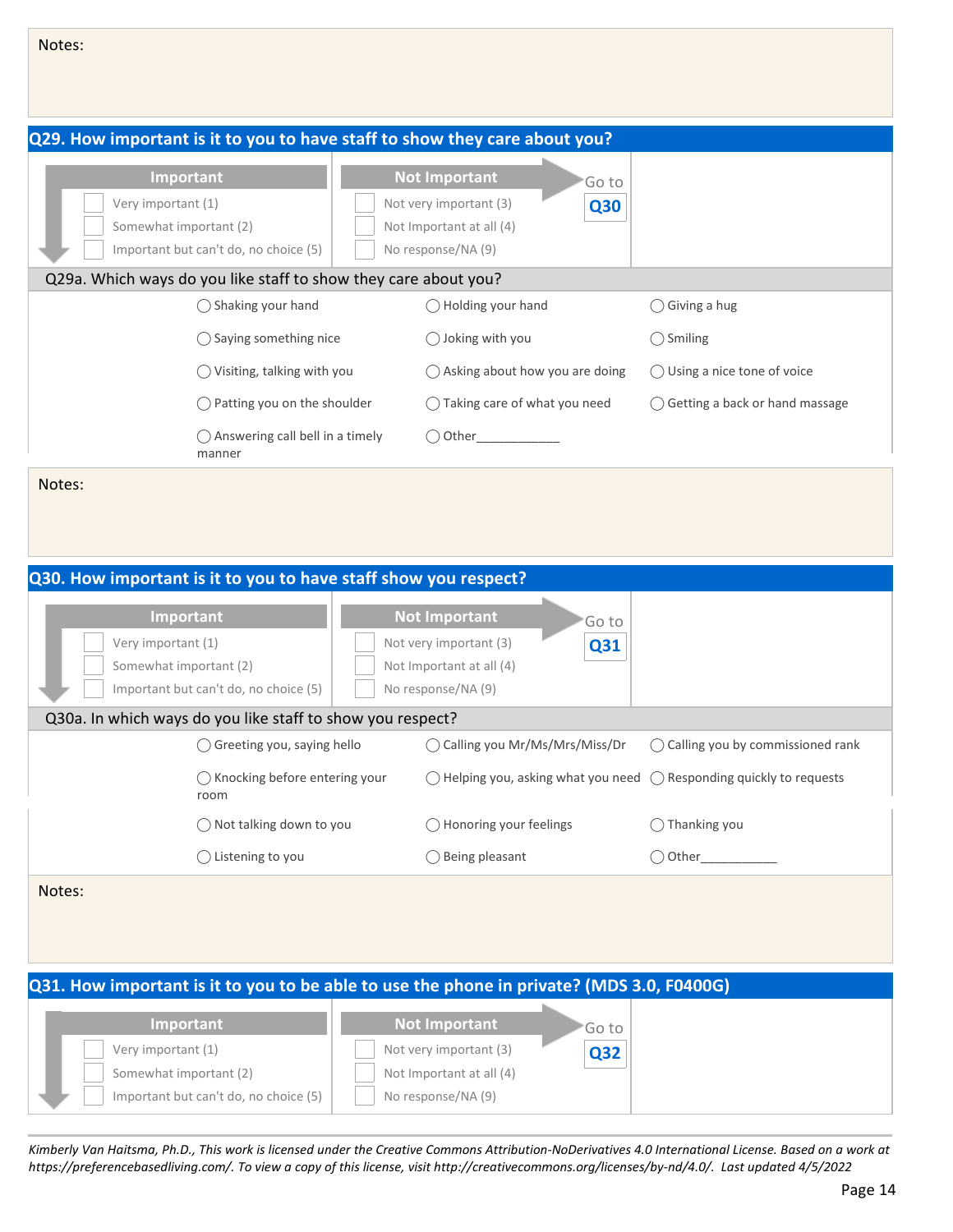Notes:

## Q29. How important is it to you to have staff to show they care about you?

| Important | Not Important | |
|---|---|---|
| ☐ Very important (1) | ☐ Not very important (3) | Go to **Q30** |
| ☐ Somewhat important (2) | ☐ Not Important at all (4) | |
| ☐ Important but can't do, no choice (5) | ☐ No response/NA (9) | |

### Q29a. Which ways do you like staff to show they care about you?

| | | |
|---|---|---|
| ◯ Shaking your hand | ◯ Holding your hand | ◯ Giving a hug |
| ◯ Saying something nice | ◯ Joking with you | ◯ Smiling |
| ◯ Visiting, talking with you | ◯ Asking about how you are doing | ◯ Using a nice tone of voice |
| ◯ Patting you on the shoulder | ◯ Taking care of what you need | ◯ Getting a back or hand massage |
| ◯ Answering call bell in a timely manner | ◯ Other___________ | |

Notes:

## Q30. How important is it to you to have staff show you respect?

| Important | Not Important | |
|---|---|---|
| ☐ Very important (1) | ☐ Not very important (3) | Go to **Q31** |
| ☐ Somewhat important (2) | ☐ Not Important at all (4) | |
| ☐ Important but can't do, no choice (5) | ☐ No response/NA (9) | |

### Q30a. In which ways do you like staff to show you respect?

| | | |
|---|---|---|
| ◯ Greeting you, saying hello | ◯ Calling you Mr/Ms/Mrs/Miss/Dr | ◯ Calling you by commissioned rank |
| ◯ Knocking before entering your room | ◯ Helping you, asking what you need | ◯ Responding quickly to requests |
| ◯ Not talking down to you | ◯ Honoring your feelings | ◯ Thanking you |
| ◯ Listening to you | ◯ Being pleasant | ◯ Other___________ |

Notes:

## Q31. How important is it to you to be able to use the phone in private? (MDS 3.0, F0400G)

| Important | Not Important | |
|---|---|---|
| ☐ Very important (1) | ☐ Not very important (3) | Go to **Q32** |
| ☐ Somewhat important (2) | ☐ Not Important at all (4) | |
| ☐ Important but can't do, no choice (5) | ☐ No response/NA (9) | |

*Kimberly Van Haitsma, Ph.D., This work is licensed under the Creative Commons Attribution-NoDerivatives 4.0 International License. Based on a work at https://preferencebasedliving.com/. To view a copy of this license, visit http://creativecommons.org/licenses/by-nd/4.0/. Last updated 4/5/2022*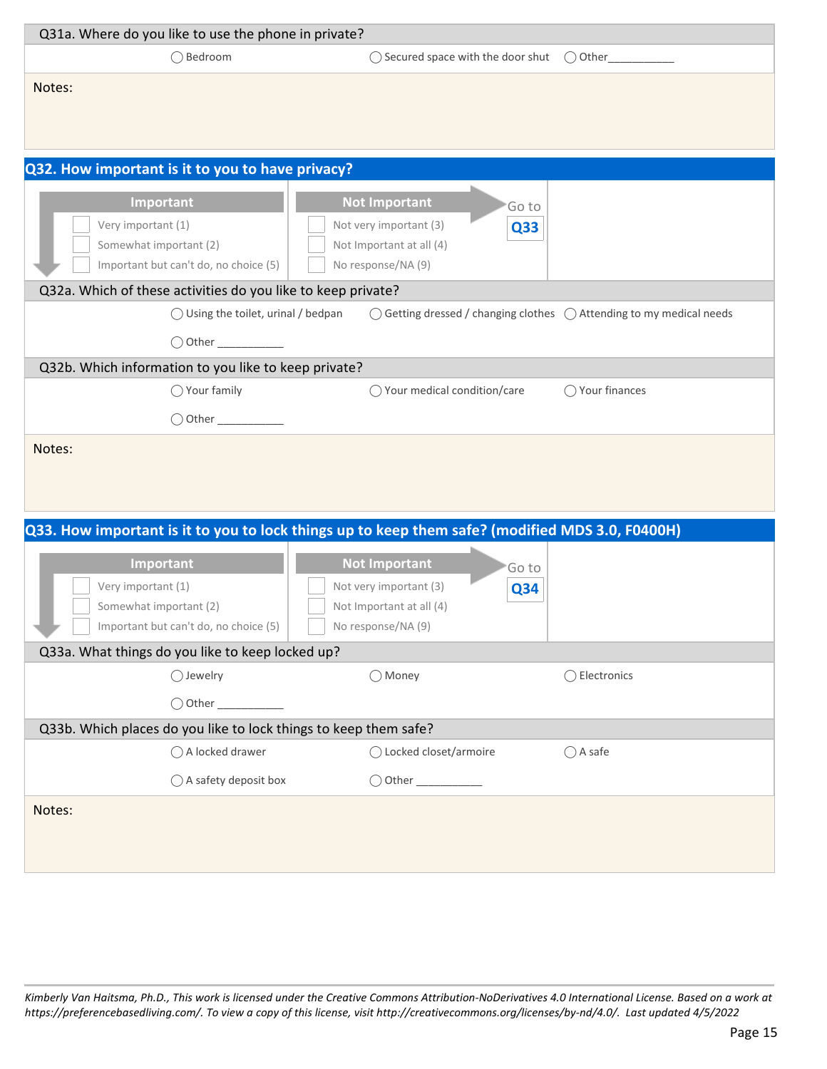Q31a. Where do you like to use the phone in private?

◯ Bedroom ◯ Secured space with the door shut ◯ Other___________

Notes:

## Q32. How important is it to you to have privacy?

| Important | Not Important | Go to Q33 |
|---|---|---|
| ☐ Very important (1) | ☐ Not very important (3) | |
| ☐ Somewhat important (2) | ☐ Not Important at all (4) | |
| ☐ Important but can't do, no choice (5) | ☐ No response/NA (9) | |

Q32a. Which of these activities do you like to keep private?

◯ Using the toilet, urinal / bedpan ◯ Getting dressed / changing clothes ◯ Attending to my medical needs

◯ Other ___________

Q32b. Which information to you like to keep private?

◯ Your family ◯ Your medical condition/care ◯ Your finances

◯ Other ___________

Notes:

## Q33. How important is it to you to lock things up to keep them safe? (modified MDS 3.0, F0400H)

| Important | Not Important | Go to Q34 |
|---|---|---|
| ☐ Very important (1) | ☐ Not very important (3) | |
| ☐ Somewhat important (2) | ☐ Not Important at all (4) | |
| ☐ Important but can't do, no choice (5) | ☐ No response/NA (9) | |

Q33a. What things do you like to keep locked up?

◯ Jewelry ◯ Money ◯ Electronics

◯ Other ___________

Q33b. Which places do you like to lock things to keep them safe?

◯ A locked drawer ◯ Locked closet/armoire ◯ A safe

◯ A safety deposit box ◯ Other ___________

Notes:

*Kimberly Van Haitsma, Ph.D., This work is licensed under the Creative Commons Attribution-NoDerivatives 4.0 International License. Based on a work at https://preferencebasedliving.com/. To view a copy of this license, visit http://creativecommons.org/licenses/by-nd/4.0/. Last updated 4/5/2022*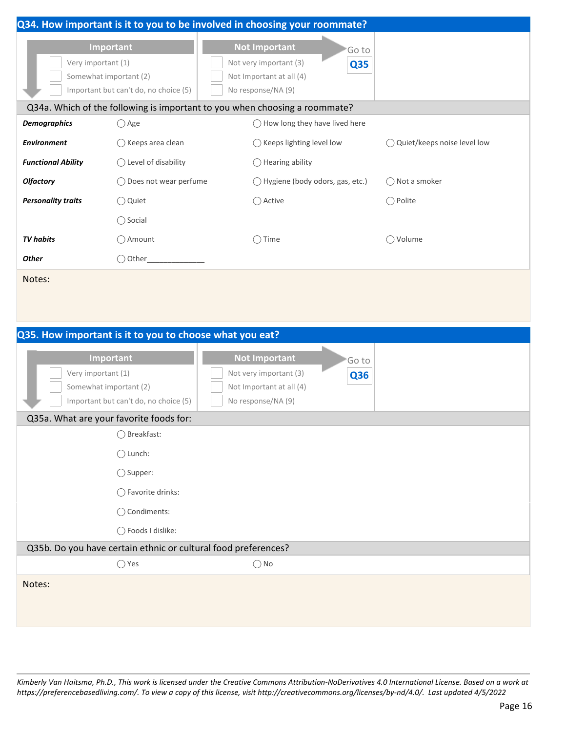## Q34. How important is it to you to be involved in choosing your roommate?

| Important | Not Important |
|---|---|
| ☐ Very important (1) | ☐ Not very important (3) |
| ☐ Somewhat important (2) | ☐ Not Important at all (4) |
| ☐ Important but can't do, no choice (5) | ☐ No response/NA (9) |

Not Important → Go to **Q35**

### Q34a. Which of the following is important to you when choosing a roommate?

| | | | |
|---|---|---|---|
| ***Demographics*** | ◯ Age | ◯ How long they have lived here | |
| ***Environment*** | ◯ Keeps area clean | ◯ Keeps lighting level low | ◯ Quiet/keeps noise level low |
| ***Functional Ability*** | ◯ Level of disability | ◯ Hearing ability | |
| ***Olfactory*** | ◯ Does not wear perfume | ◯ Hygiene (body odors, gas, etc.) | ◯ Not a smoker |
| ***Personality traits*** | ◯ Quiet | ◯ Active | ◯ Polite |
| | ◯ Social | | |
| ***TV habits*** | ◯ Amount | ◯ Time | ◯ Volume |
| ***Other*** | ◯ Other______________ | | |

Notes:

## Q35. How important is it to you to choose what you eat?

| Important | Not Important |
|---|---|
| ☐ Very important (1) | ☐ Not very important (3) |
| ☐ Somewhat important (2) | ☐ Not Important at all (4) |
| ☐ Important but can't do, no choice (5) | ☐ No response/NA (9) |

Not Important → Go to **Q36**

### Q35a. What are your favorite foods for:

◯ Breakfast:

◯ Lunch:

◯ Supper:

◯ Favorite drinks:

◯ Condiments:

◯ Foods I dislike:

### Q35b. Do you have certain ethnic or cultural food preferences?

◯ Yes ◯ No

Notes:

*Kimberly Van Haitsma, Ph.D., This work is licensed under the Creative Commons Attribution-NoDerivatives 4.0 International License. Based on a work at https://preferencebasedliving.com/. To view a copy of this license, visit http://creativecommons.org/licenses/by-nd/4.0/. Last updated 4/5/2022*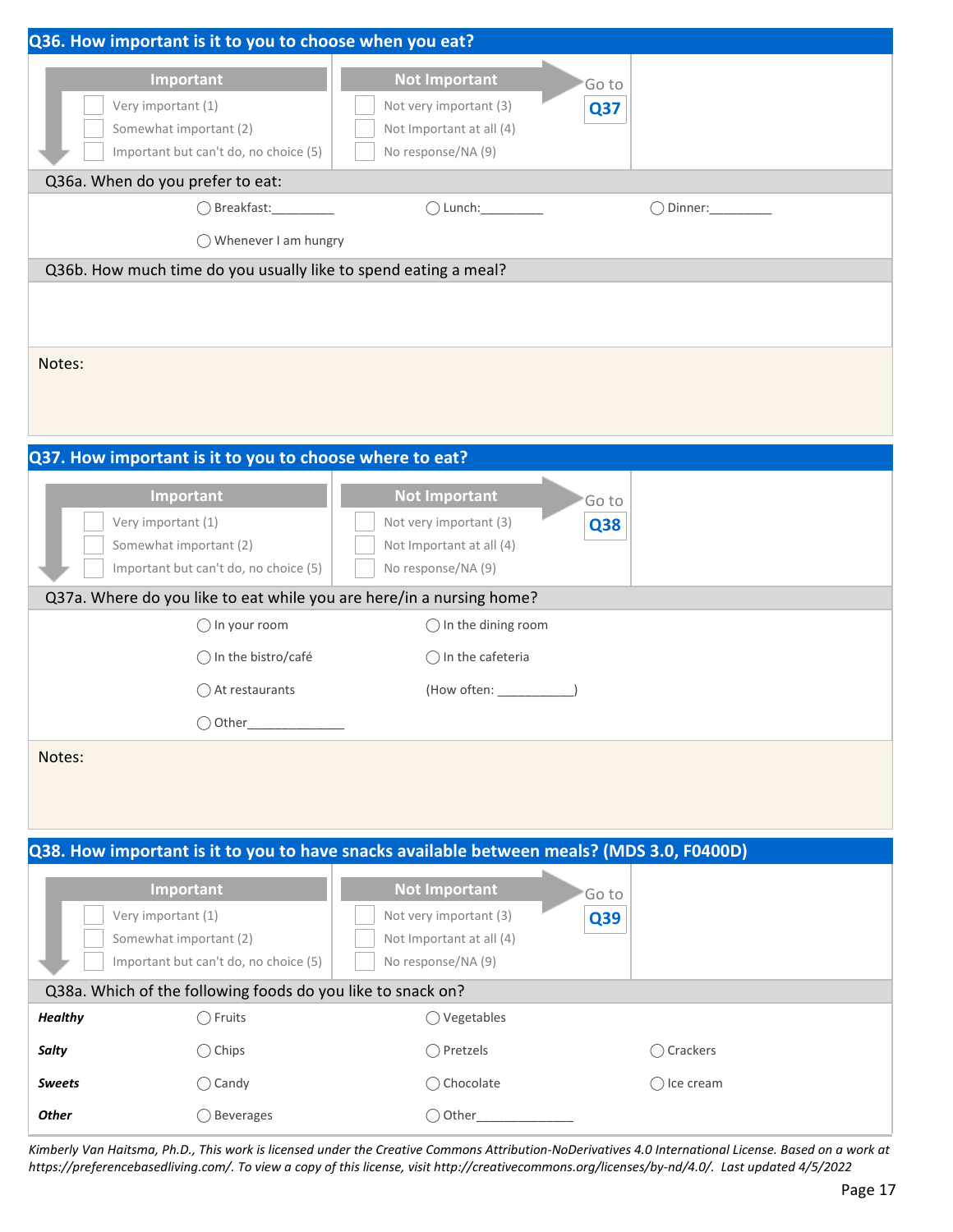## Q36. How important is it to you to choose when you eat?

| Important | Not Important | Go to |
|---|---|---|
| ☐ Very important (1) | ☐ Not very important (3) | **Q37** |
| ☐ Somewhat important (2) | ☐ Not Important at all (4) | |
| ☐ Important but can't do, no choice (5) | ☐ No response/NA (9) | |

### Q36a. When do you prefer to eat:

◯ Breakfast:_________ ◯ Lunch:_________ ◯ Dinner:_________

◯ Whenever I am hungry

### Q36b. How much time do you usually like to spend eating a meal?

Notes:

## Q37. How important is it to you to choose where to eat?

| Important | Not Important | Go to |
|---|---|---|
| ☐ Very important (1) | ☐ Not very important (3) | **Q38** |
| ☐ Somewhat important (2) | ☐ Not Important at all (4) | |
| ☐ Important but can't do, no choice (5) | ☐ No response/NA (9) | |

### Q37a. Where do you like to eat while you are here/in a nursing home?

◯ In your room ◯ In the dining room

◯ In the bistro/café ◯ In the cafeteria

◯ At restaurants (How often: ___________)

◯ Other______________

Notes:

## Q38. How important is it to you to have snacks available between meals? (MDS 3.0, F0400D)

| Important | Not Important | Go to |
|---|---|---|
| ☐ Very important (1) | ☐ Not very important (3) | **Q39** |
| ☐ Somewhat important (2) | ☐ Not Important at all (4) | |
| ☐ Important but can't do, no choice (5) | ☐ No response/NA (9) | |

### Q38a. Which of the following foods do you like to snack on?

| | | | |
|---|---|---|---|
| ***Healthy*** | ◯ Fruits | ◯ Vegetables | |
| ***Salty*** | ◯ Chips | ◯ Pretzels | ◯ Crackers |
| ***Sweets*** | ◯ Candy | ◯ Chocolate | ◯ Ice cream |
| ***Other*** | ◯ Beverages | ◯ Other______________ | |

*Kimberly Van Haitsma, Ph.D., This work is licensed under the Creative Commons Attribution-NoDerivatives 4.0 International License. Based on a work at https://preferencebasedliving.com/. To view a copy of this license, visit http://creativecommons.org/licenses/by-nd/4.0/. Last updated 4/5/2022*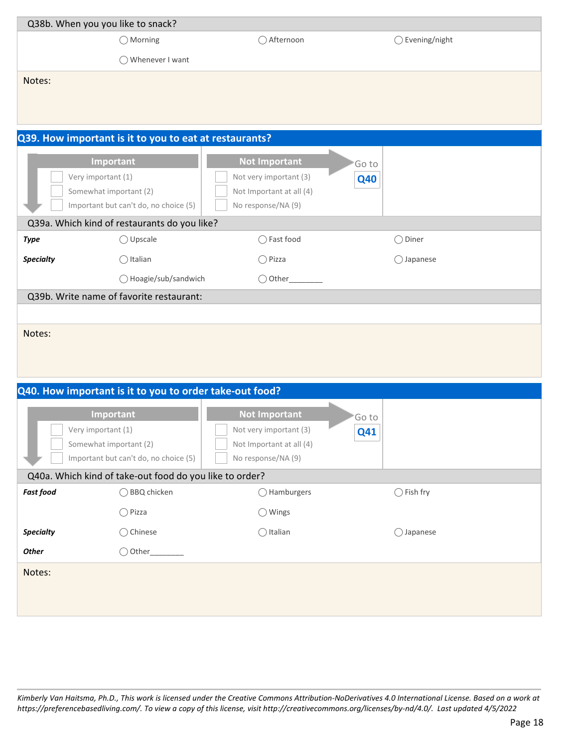Q38b. When you you like to snack?

| | | |
|---|---|---|
| ◯ Morning | ◯ Afternoon | ◯ Evening/night |
| ◯ Whenever I want | | |

Notes:

## Q39. How important is it to you to eat at restaurants?

| Important | Not Important | |
|---|---|---|
| ☐ Very important (1) | ☐ Not very important (3) | Go to **Q40** |
| ☐ Somewhat important (2) | ☐ Not Important at all (4) | |
| ☐ Important but can't do, no choice (5) | ☐ No response/NA (9) | |

Q39a. Which kind of restaurants do you like?

| | | | |
|---|---|---|---|
| ***Type*** | ◯ Upscale | ◯ Fast food | ◯ Diner |
| ***Specialty*** | ◯ Italian | ◯ Pizza | ◯ Japanese |
| | ◯ Hoagie/sub/sandwich | ◯ Other________ | |

Q39b. Write name of favorite restaurant:

Notes:

## Q40. How important is it to you to order take-out food?

| Important | Not Important | |
|---|---|---|
| ☐ Very important (1) | ☐ Not very important (3) | Go to **Q41** |
| ☐ Somewhat important (2) | ☐ Not Important at all (4) | |
| ☐ Important but can't do, no choice (5) | ☐ No response/NA (9) | |

Q40a. Which kind of take-out food do you like to order?

| | | | |
|---|---|---|---|
| ***Fast food*** | ◯ BBQ chicken | ◯ Hamburgers | ◯ Fish fry |
| | ◯ Pizza | ◯ Wings | |
| ***Specialty*** | ◯ Chinese | ◯ Italian | ◯ Japanese |
| ***Other*** | ◯ Other________ | | |

Notes:

*Kimberly Van Haitsma, Ph.D., This work is licensed under the Creative Commons Attribution-NoDerivatives 4.0 International License. Based on a work at https://preferencebasedliving.com/. To view a copy of this license, visit http://creativecommons.org/licenses/by-nd/4.0/. Last updated 4/5/2022*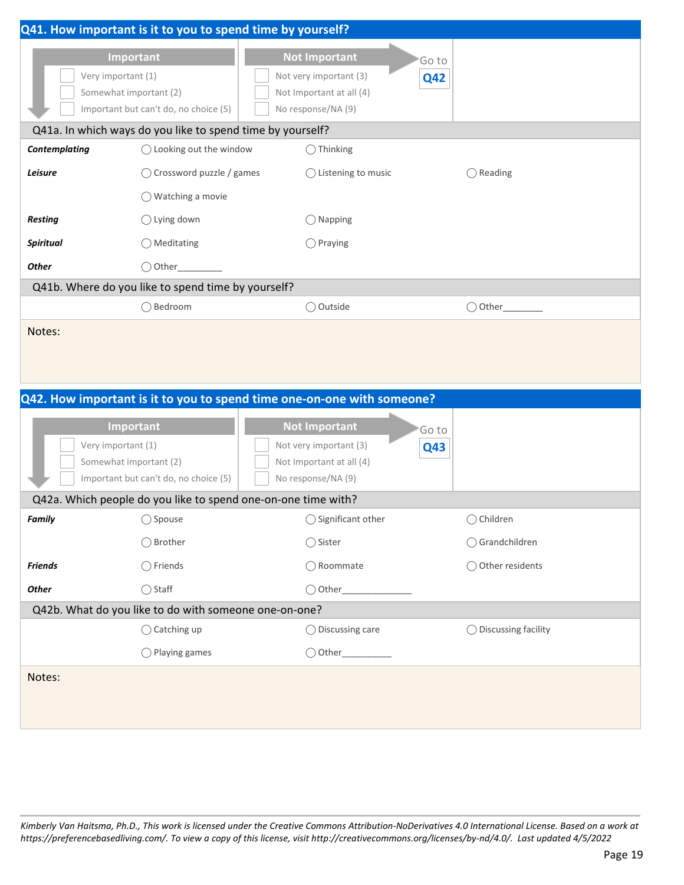## Q41. How important is it to you to spend time by yourself?

| Important | Not Important | |
|---|---|---|
| ☐ Very important (1) | ☐ Not very important (3) | Go to **Q42** |
| ☐ Somewhat important (2) | ☐ Not Important at all (4) | |
| ☐ Important but can't do, no choice (5) | ☐ No response/NA (9) | |

### Q41a. In which ways do you like to spend time by yourself?

| | | | |
|---|---|---|---|
| ***Contemplating*** | ◯ Looking out the window | ◯ Thinking | |
| ***Leisure*** | ◯ Crossword puzzle / games | ◯ Listening to music | ◯ Reading |
| | ◯ Watching a movie | | |
| ***Resting*** | ◯ Lying down | ◯ Napping | |
| ***Spiritual*** | ◯ Meditating | ◯ Praying | |
| ***Other*** | ◯ Other_________ | | |

### Q41b. Where do you like to spend time by yourself?

◯ Bedroom ◯ Outside ◯ Other________

Notes:

## Q42. How important is it to you to spend time one-on-one with someone?

| Important | Not Important | |
|---|---|---|
| ☐ Very important (1) | ☐ Not very important (3) | Go to **Q43** |
| ☐ Somewhat important (2) | ☐ Not Important at all (4) | |
| ☐ Important but can't do, no choice (5) | ☐ No response/NA (9) | |

### Q42a. Which people do you like to spend one-on-one time with?

| | | | |
|---|---|---|---|
| ***Family*** | ◯ Spouse | ◯ Significant other | ◯ Children |
| | ◯ Brother | ◯ Sister | ◯ Grandchildren |
| ***Friends*** | ◯ Friends | ◯ Roommate | ◯ Other residents |
| ***Other*** | ◯ Staff | ◯ Other______________ | |

### Q42b. What do you like to do with someone one-on-one?

| | | |
|---|---|---|
| ◯ Catching up | ◯ Discussing care | ◯ Discussing facility |
| ◯ Playing games | ◯ Other__________ | |

Notes:

*Kimberly Van Haitsma, Ph.D., This work is licensed under the Creative Commons Attribution-NoDerivatives 4.0 International License. Based on a work at https://preferencebasedliving.com/. To view a copy of this license, visit http://creativecommons.org/licenses/by-nd/4.0/. Last updated 4/5/2022*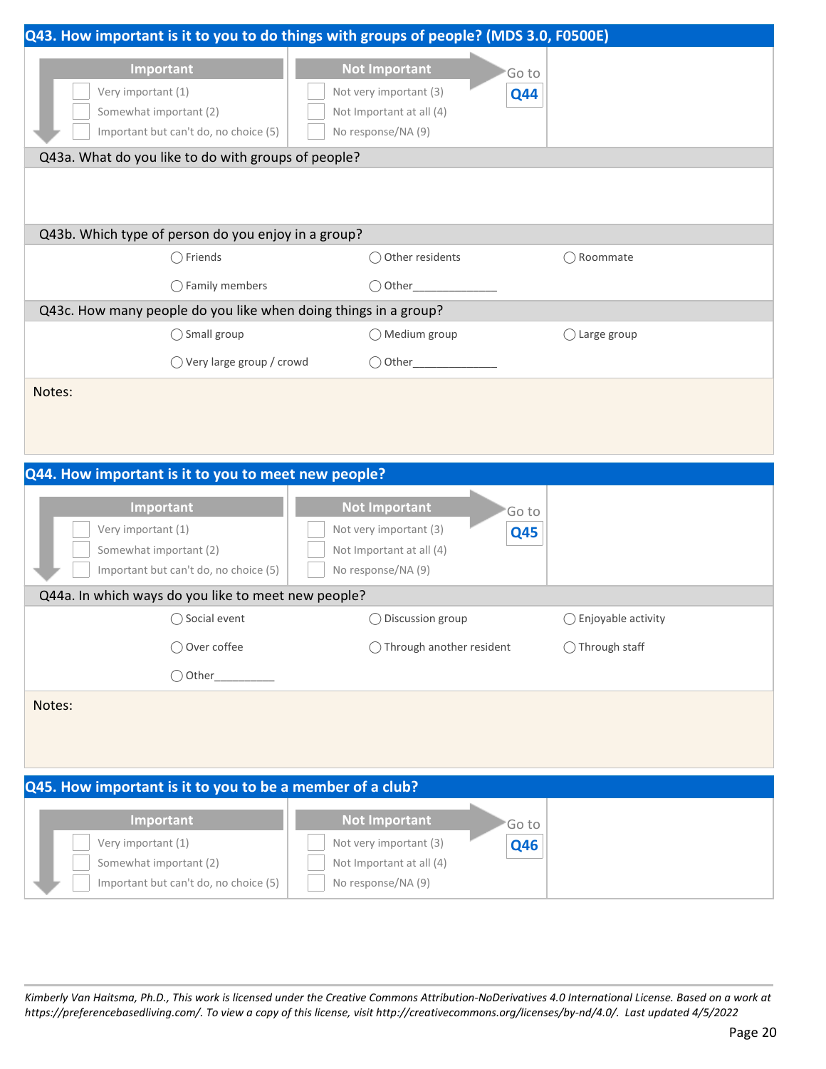## Q43. How important is it to you to do things with groups of people? (MDS 3.0, F0500E)

| Important | Not Important | |
|---|---|---|
| ☐ Very important (1) | ☐ Not very important (3) | Go to **Q44** |
| ☐ Somewhat important (2) | ☐ Not Important at all (4) | |
| ☐ Important but can't do, no choice (5) | ☐ No response/NA (9) | |

**Q43a. What do you like to do with groups of people?**

**Q43b. Which type of person do you enjoy in a group?**

◯ Friends ◯ Other residents ◯ Roommate

◯ Family members ◯ Other______________

**Q43c. How many people do you like when doing things in a group?**

◯ Small group ◯ Medium group ◯ Large group

◯ Very large group / crowd ◯ Other______________

Notes:

## Q44. How important is it to you to meet new people?

| Important | Not Important | |
|---|---|---|
| ☐ Very important (1) | ☐ Not very important (3) | Go to **Q45** |
| ☐ Somewhat important (2) | ☐ Not Important at all (4) | |
| ☐ Important but can't do, no choice (5) | ☐ No response/NA (9) | |

**Q44a. In which ways do you like to meet new people?**

◯ Social event ◯ Discussion group ◯ Enjoyable activity

◯ Over coffee ◯ Through another resident ◯ Through staff

◯ Other__________

Notes:

## Q45. How important is it to you to be a member of a club?

| Important | Not Important | |
|---|---|---|
| ☐ Very important (1) | ☐ Not very important (3) | Go to **Q46** |
| ☐ Somewhat important (2) | ☐ Not Important at all (4) | |
| ☐ Important but can't do, no choice (5) | ☐ No response/NA (9) | |

*Kimberly Van Haitsma, Ph.D., This work is licensed under the Creative Commons Attribution-NoDerivatives 4.0 International License. Based on a work at https://preferencebasedliving.com/. To view a copy of this license, visit http://creativecommons.org/licenses/by-nd/4.0/. Last updated 4/5/2022*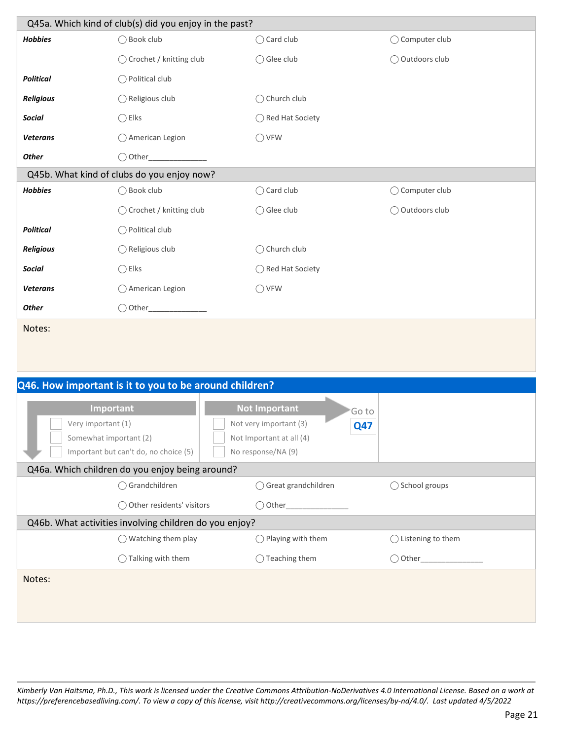## Q45a. Which kind of club(s) did you enjoy in the past?

| | | | |
|---|---|---|---|
| ***Hobbies*** | ◯ Book club | ◯ Card club | ◯ Computer club |
| | ◯ Crochet / knitting club | ◯ Glee club | ◯ Outdoors club |
| ***Political*** | ◯ Political club | | |
| ***Religious*** | ◯ Religious club | ◯ Church club | |
| ***Social*** | ◯ Elks | ◯ Red Hat Society | |
| ***Veterans*** | ◯ American Legion | ◯ VFW | |
| ***Other*** | ◯ Other______________ | | |

## Q45b. What kind of clubs do you enjoy now?

| | | | |
|---|---|---|---|
| ***Hobbies*** | ◯ Book club | ◯ Card club | ◯ Computer club |
| | ◯ Crochet / knitting club | ◯ Glee club | ◯ Outdoors club |
| ***Political*** | ◯ Political club | | |
| ***Religious*** | ◯ Religious club | ◯ Church club | |
| ***Social*** | ◯ Elks | ◯ Red Hat Society | |
| ***Veterans*** | ◯ American Legion | ◯ VFW | |
| ***Other*** | ◯ Other______________ | | |

Notes:

## Q46. How important is it to you to be around children?

| Important | Not Important |
|---|---|
| ☐ Very important (1) | ☐ Not very important (3) |
| ☐ Somewhat important (2) | ☐ Not Important at all (4) |
| ☐ Important but can't do, no choice (5) | ☐ No response/NA (9) |

Not Important → Go to **Q47**

## Q46a. Which children do you enjoy being around?

| | | |
|---|---|---|
| ◯ Grandchildren | ◯ Great grandchildren | ◯ School groups |
| ◯ Other residents' visitors | ◯ Other_______________ | |

## Q46b. What activities involving children do you enjoy?

| | | |
|---|---|---|
| ◯ Watching them play | ◯ Playing with them | ◯ Listening to them |
| ◯ Talking with them | ◯ Teaching them | ◯ Other_______________ |

Notes:

*Kimberly Van Haitsma, Ph.D., This work is licensed under the Creative Commons Attribution-NoDerivatives 4.0 International License. Based on a work at https://preferencebasedliving.com/. To view a copy of this license, visit http://creativecommons.org/licenses/by-nd/4.0/. Last updated 4/5/2022*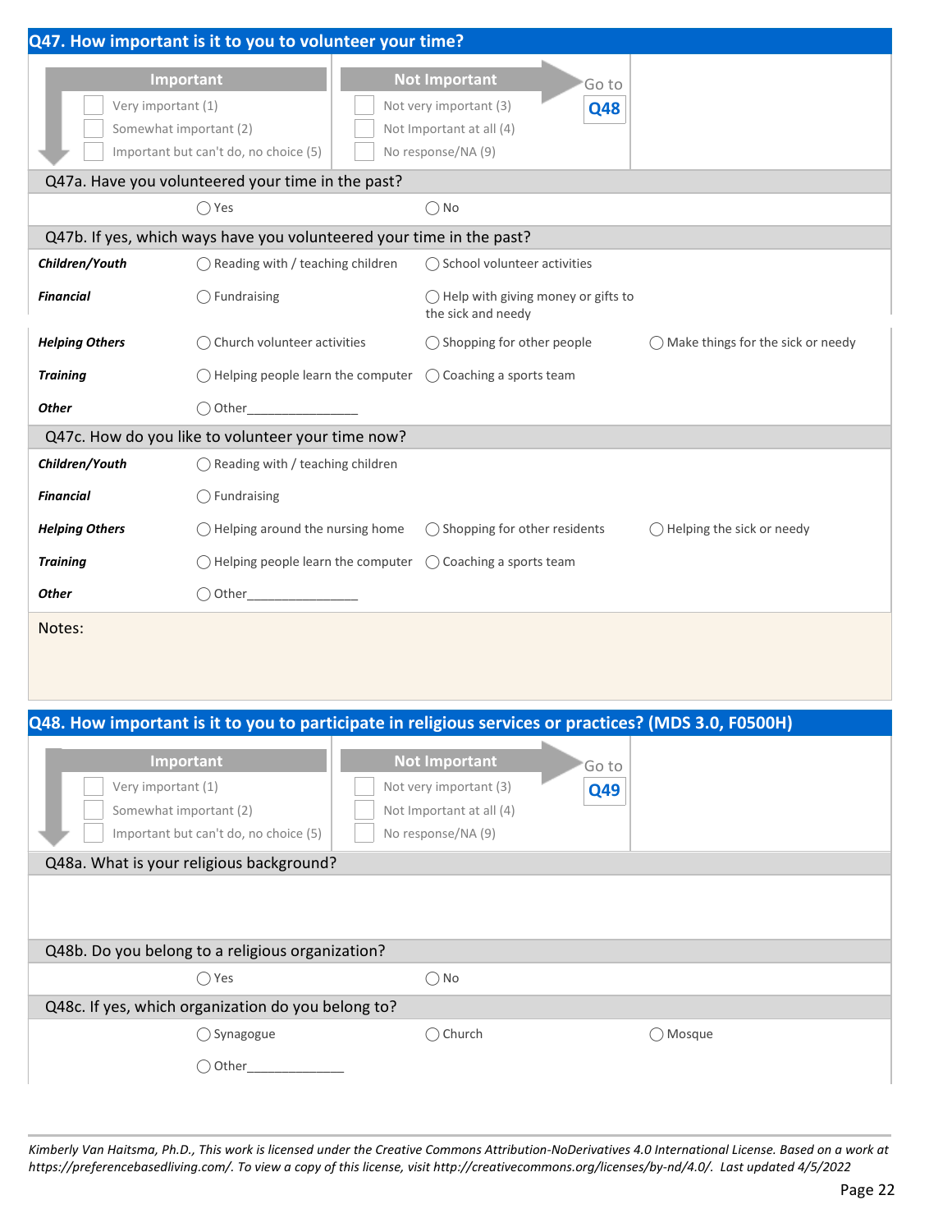## Q47. How important is it to you to volunteer your time?

| Important | Not Important | |
|---|---|---|
| ☐ Very important (1) | ☐ Not very important (3) | Go to **Q48** |
| ☐ Somewhat important (2) | ☐ Not Important at all (4) | |
| ☐ Important but can't do, no choice (5) | ☐ No response/NA (9) | |

### Q47a. Have you volunteered your time in the past?

◯ Yes ◯ No

### Q47b. If yes, which ways have you volunteered your time in the past?

| | | | |
|---|---|---|---|
| ***Children/Youth*** | ◯ Reading with / teaching children | ◯ School volunteer activities | |
| ***Financial*** | ◯ Fundraising | ◯ Help with giving money or gifts to the sick and needy | |
| ***Helping Others*** | ◯ Church volunteer activities | ◯ Shopping for other people | ◯ Make things for the sick or needy |
| ***Training*** | ◯ Helping people learn the computer | ◯ Coaching a sports team | |
| ***Other*** | ◯ Other_______________ | | |

### Q47c. How do you like to volunteer your time now?

| | | | |
|---|---|---|---|
| ***Children/Youth*** | ◯ Reading with / teaching children | | |
| ***Financial*** | ◯ Fundraising | | |
| ***Helping Others*** | ◯ Helping around the nursing home | ◯ Shopping for other residents | ◯ Helping the sick or needy |
| ***Training*** | ◯ Helping people learn the computer | ◯ Coaching a sports team | |
| ***Other*** | ◯ Other_______________ | | |

Notes:

## Q48. How important is it to you to participate in religious services or practices? (MDS 3.0, F0500H)

| Important | Not Important | |
|---|---|---|
| ☐ Very important (1) | ☐ Not very important (3) | Go to **Q49** |
| ☐ Somewhat important (2) | ☐ Not Important at all (4) | |
| ☐ Important but can't do, no choice (5) | ☐ No response/NA (9) | |

### Q48a. What is your religious background?

### Q48b. Do you belong to a religious organization?

◯ Yes ◯ No

### Q48c. If yes, which organization do you belong to?

◯ Synagogue ◯ Church ◯ Mosque

◯ Other_____________

*Kimberly Van Haitsma, Ph.D., This work is licensed under the Creative Commons Attribution-NoDerivatives 4.0 International License. Based on a work at https://preferencebasedliving.com/. To view a copy of this license, visit http://creativecommons.org/licenses/by-nd/4.0/. Last updated 4/5/2022*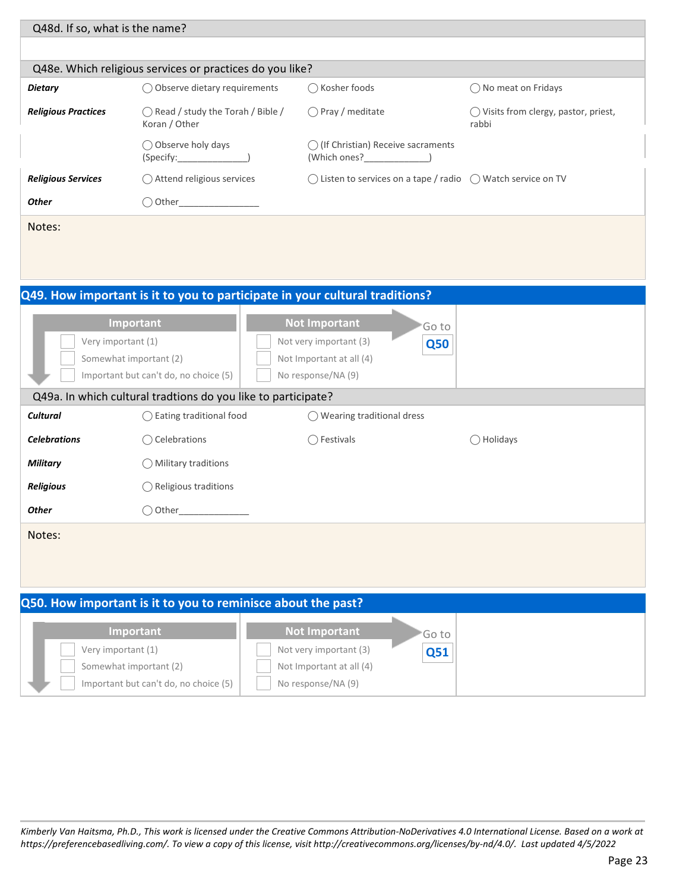Q48d. If so, what is the name?

Q48e. Which religious services or practices do you like?

| | | | |
|---|---|---|---|
| ***Dietary*** | ◯ Observe dietary requirements | ◯ Kosher foods | ◯ No meat on Fridays |
| ***Religious Practices*** | ◯ Read / study the Torah / Bible / Koran / Other | ◯ Pray / meditate | ◯ Visits from clergy, pastor, priest, rabbi |
| | ◯ Observe holy days (Specify:_______________) | ◯ (If Christian) Receive sacraments (Which ones?_____________) | |
| ***Religious Services*** | ◯ Attend religious services | ◯ Listen to services on a tape / radio | ◯ Watch service on TV |
| ***Other*** | ◯ Other________________ | | |

Notes:

## Q49. How important is it to you to participate in your cultural traditions?

| Important | Not Important | |
|---|---|---|
| ☐ Very important (1) | ☐ Not very important (3) | Go to **Q50** |
| ☐ Somewhat important (2) | ☐ Not Important at all (4) | |
| ☐ Important but can't do, no choice (5) | ☐ No response/NA (9) | |

Q49a. In which cultural tradtions do you like to participate?

| | | | |
|---|---|---|---|
| ***Cultural*** | ◯ Eating traditional food | ◯ Wearing traditional dress | |
| ***Celebrations*** | ◯ Celebrations | ◯ Festivals | ◯ Holidays |
| ***Military*** | ◯ Military traditions | | |
| ***Religious*** | ◯ Religious traditions | | |
| ***Other*** | ◯ Other______________ | | |

Notes:

## Q50. How important is it to you to reminisce about the past?

| Important | Not Important | |
|---|---|---|
| ☐ Very important (1) | ☐ Not very important (3) | Go to **Q51** |
| ☐ Somewhat important (2) | ☐ Not Important at all (4) | |
| ☐ Important but can't do, no choice (5) | ☐ No response/NA (9) | |

*Kimberly Van Haitsma, Ph.D., This work is licensed under the Creative Commons Attribution-NoDerivatives 4.0 International License. Based on a work at https://preferencebasedliving.com/. To view a copy of this license, visit http://creativecommons.org/licenses/by-nd/4.0/. Last updated 4/5/2022*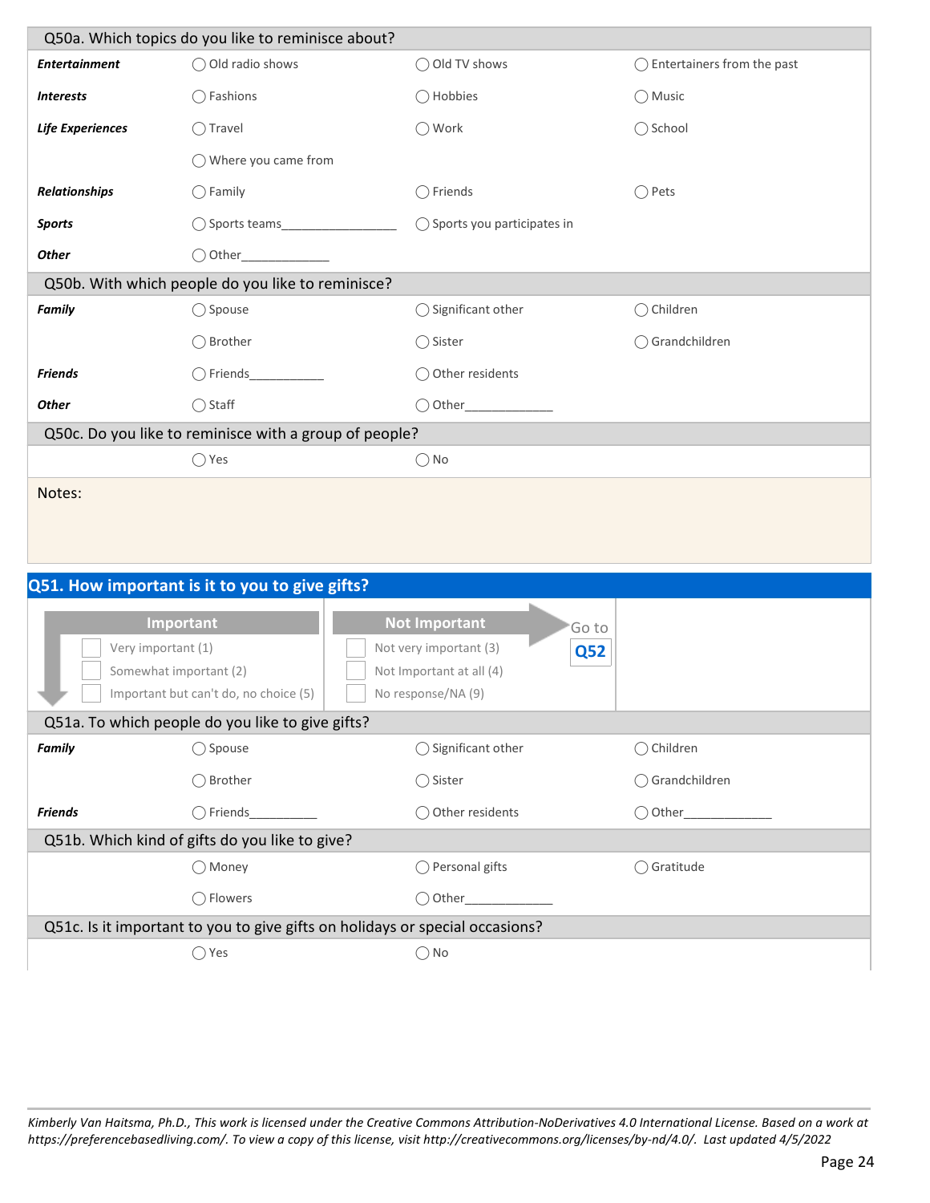### Q50a. Which topics do you like to reminisce about?

| | | | |
|---|---|---|---|
| ***Entertainment*** | ◯ Old radio shows | ◯ Old TV shows | ◯ Entertainers from the past |
| ***Interests*** | ◯ Fashions | ◯ Hobbies | ◯ Music |
| ***Life Experiences*** | ◯ Travel | ◯ Work | ◯ School |
| | ◯ Where you came from | | |
| ***Relationships*** | ◯ Family | ◯ Friends | ◯ Pets |
| ***Sports*** | ◯ Sports teams________________ | ◯ Sports you participates in | |
| ***Other*** | ◯ Other____________ | | |

### Q50b. With which people do you like to reminisce?

| | | | |
|---|---|---|---|
| ***Family*** | ◯ Spouse | ◯ Significant other | ◯ Children |
| | ◯ Brother | ◯ Sister | ◯ Grandchildren |
| ***Friends*** | ◯ Friends__________ | ◯ Other residents | |
| ***Other*** | ◯ Staff | ◯ Other____________ | |

### Q50c. Do you like to reminisce with a group of people?

◯ Yes ◯ No

Notes:

## Q51. How important is it to you to give gifts?

| Important | Not Important |
|---|---|
| ☐ Very important (1) | ☐ Not very important (3) |
| ☐ Somewhat important (2) | ☐ Not Important at all (4) |
| ☐ Important but can't do, no choice (5) | ☐ No response/NA (9) |

Not Important → Go to **Q52**

### Q51a. To which people do you like to give gifts?

| | | | |
|---|---|---|---|
| ***Family*** | ◯ Spouse | ◯ Significant other | ◯ Children |
| | ◯ Brother | ◯ Sister | ◯ Grandchildren |
| ***Friends*** | ◯ Friends_________ | ◯ Other residents | ◯ Other____________ |

### Q51b. Which kind of gifts do you like to give?

| | | |
|---|---|---|
| ◯ Money | ◯ Personal gifts | ◯ Gratitude |
| ◯ Flowers | ◯ Other____________ | |

### Q51c. Is it important to you to give gifts on holidays or special occasions?

◯ Yes ◯ No

*Kimberly Van Haitsma, Ph.D., This work is licensed under the Creative Commons Attribution-NoDerivatives 4.0 International License. Based on a work at https://preferencebasedliving.com/. To view a copy of this license, visit http://creativecommons.org/licenses/by-nd/4.0/. Last updated 4/5/2022*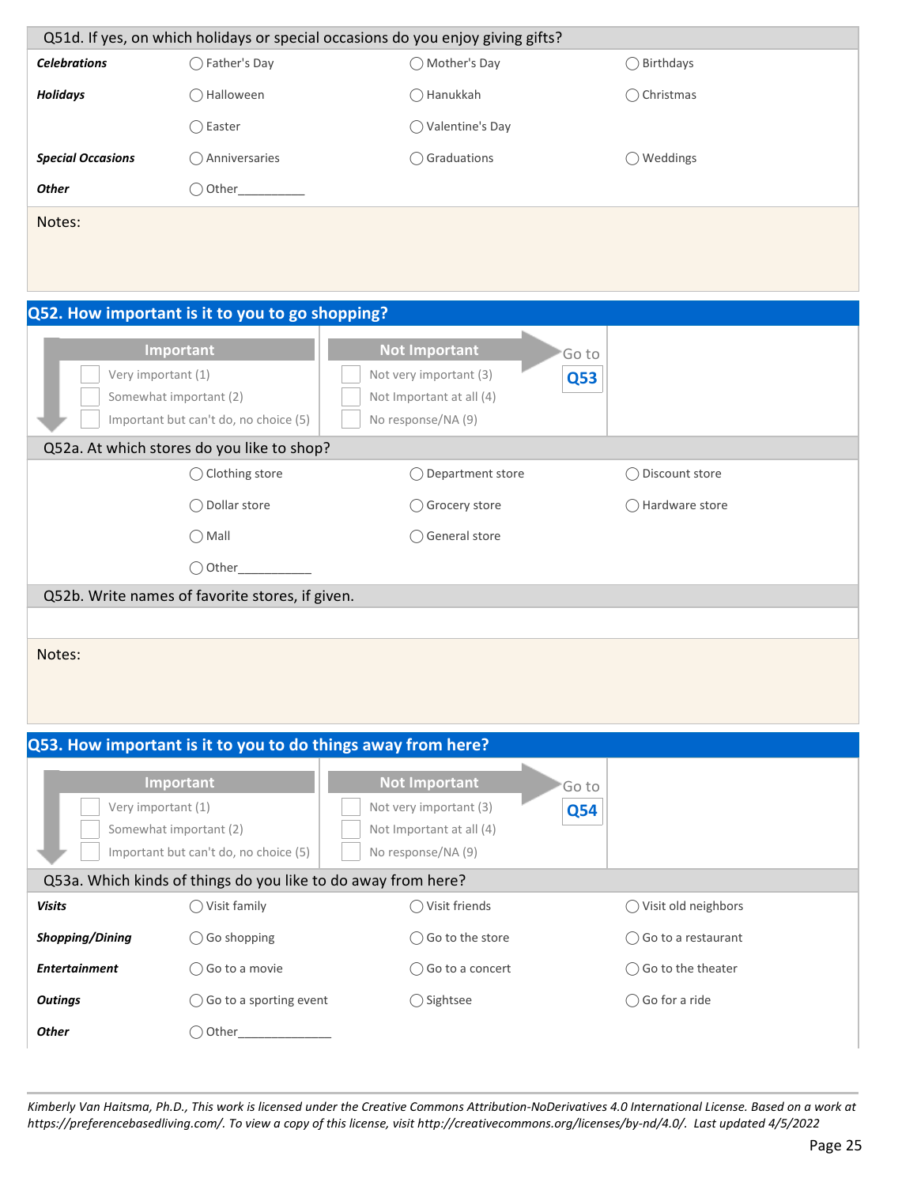Q51d. If yes, on which holidays or special occasions do you enjoy giving gifts?

| | | | |
|---|---|---|---|
| ***Celebrations*** | ◯ Father's Day | ◯ Mother's Day | ◯ Birthdays |
| ***Holidays*** | ◯ Halloween | ◯ Hanukkah | ◯ Christmas |
| | ◯ Easter | ◯ Valentine's Day | |
| ***Special Occasions*** | ◯ Anniversaries | ◯ Graduations | ◯ Weddings |
| ***Other*** | ◯ Other__________ | | |

Notes:

## Q52. How important is it to you to go shopping?

| Important | Not Important | |
|---|---|---|
| ☐ Very important (1) | ☐ Not very important (3) | Go to **Q53** |
| ☐ Somewhat important (2) | ☐ Not Important at all (4) | |
| ☐ Important but can't do, no choice (5) | ☐ No response/NA (9) | |

Q52a. At which stores do you like to shop?

| | | |
|---|---|---|
| ◯ Clothing store | ◯ Department store | ◯ Discount store |
| ◯ Dollar store | ◯ Grocery store | ◯ Hardware store |
| ◯ Mall | ◯ General store | |
| ◯ Other___________ | | |

Q52b. Write names of favorite stores, if given.

Notes:

## Q53. How important is it to you to do things away from here?

| Important | Not Important | |
|---|---|---|
| ☐ Very important (1) | ☐ Not very important (3) | Go to **Q54** |
| ☐ Somewhat important (2) | ☐ Not Important at all (4) | |
| ☐ Important but can't do, no choice (5) | ☐ No response/NA (9) | |

Q53a. Which kinds of things do you like to do away from here?

| | | | |
|---|---|---|---|
| ***Visits*** | ◯ Visit family | ◯ Visit friends | ◯ Visit old neighbors |
| ***Shopping/Dining*** | ◯ Go shopping | ◯ Go to the store | ◯ Go to a restaurant |
| ***Entertainment*** | ◯ Go to a movie | ◯ Go to a concert | ◯ Go to the theater |
| ***Outings*** | ◯ Go to a sporting event | ◯ Sightsee | ◯ Go for a ride |
| ***Other*** | ◯ Other______________ | | |

*Kimberly Van Haitsma, Ph.D., This work is licensed under the Creative Commons Attribution-NoDerivatives 4.0 International License. Based on a work at https://preferencebasedliving.com/. To view a copy of this license, visit http://creativecommons.org/licenses/by-nd/4.0/. Last updated 4/5/2022*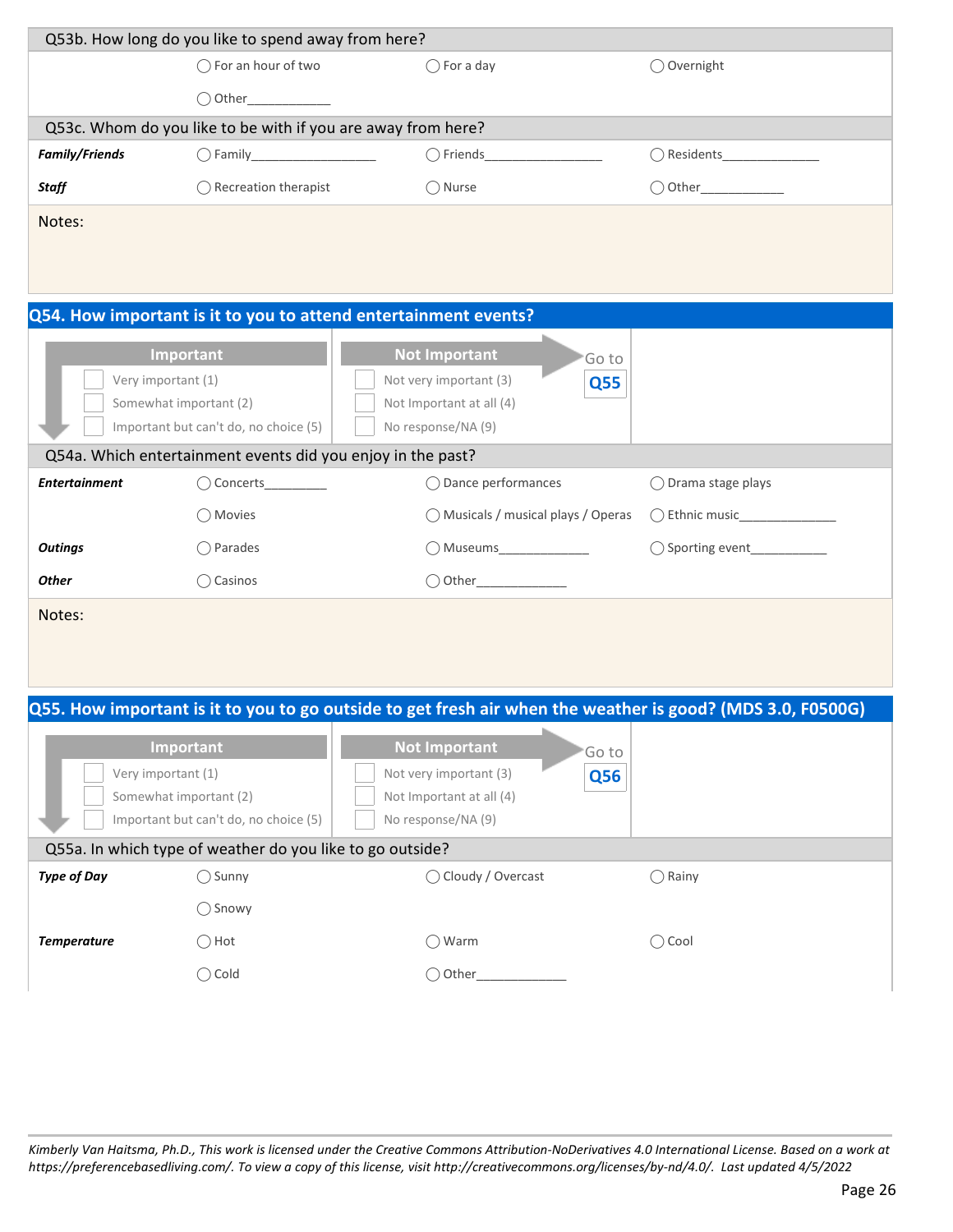Q53b. How long do you like to spend away from here?

| | | | |
|---|---|---|---|
| | ◯ For an hour of two | ◯ For a day | ◯ Overnight |
| | ◯ Other____________ | | |

Q53c. Whom do you like to be with if you are away from here?

| | | | |
|---|---|---|---|
| ***Family/Friends*** | ◯ Family_________________ | ◯ Friends_________________ | ◯ Residents______________ |
| ***Staff*** | ◯ Recreation therapist | ◯ Nurse | ◯ Other____________ |

Notes:

## Q54. How important is it to you to attend entertainment events?

| Important | Not Important |
|---|---|
| ☐ Very important (1) | ☐ Not very important (3) |
| ☐ Somewhat important (2) | ☐ Not Important at all (4) |
| ☐ Important but can't do, no choice (5) | ☐ No response/NA (9) |

Not Important: Go to **Q55**

Q54a. Which entertainment events did you enjoy in the past?

| | | | |
|---|---|---|---|
| ***Entertainment*** | ◯ Concerts_________ | ◯ Dance performances | ◯ Drama stage plays |
| | ◯ Movies | ◯ Musicals / musical plays / Operas | ◯ Ethnic music______________ |
| ***Outings*** | ◯ Parades | ◯ Museums_____________ | ◯ Sporting event___________ |
| ***Other*** | ◯ Casinos | ◯ Other_____________ | |

Notes:

## Q55. How important is it to you to go outside to get fresh air when the weather is good? (MDS 3.0, F0500G)

| Important | Not Important |
|---|---|
| ☐ Very important (1) | ☐ Not very important (3) |
| ☐ Somewhat important (2) | ☐ Not Important at all (4) |
| ☐ Important but can't do, no choice (5) | ☐ No response/NA (9) |

Not Important: Go to **Q56**

Q55a. In which type of weather do you like to go outside?

| | | | |
|---|---|---|---|
| ***Type of Day*** | ◯ Sunny | ◯ Cloudy / Overcast | ◯ Rainy |
| | ◯ Snowy | | |
| ***Temperature*** | ◯ Hot | ◯ Warm | ◯ Cool |
| | ◯ Cold | ◯ Other_____________ | |

*Kimberly Van Haitsma, Ph.D., This work is licensed under the Creative Commons Attribution-NoDerivatives 4.0 International License. Based on a work at https://preferencebasedliving.com/. To view a copy of this license, visit http://creativecommons.org/licenses/by-nd/4.0/. Last updated 4/5/2022*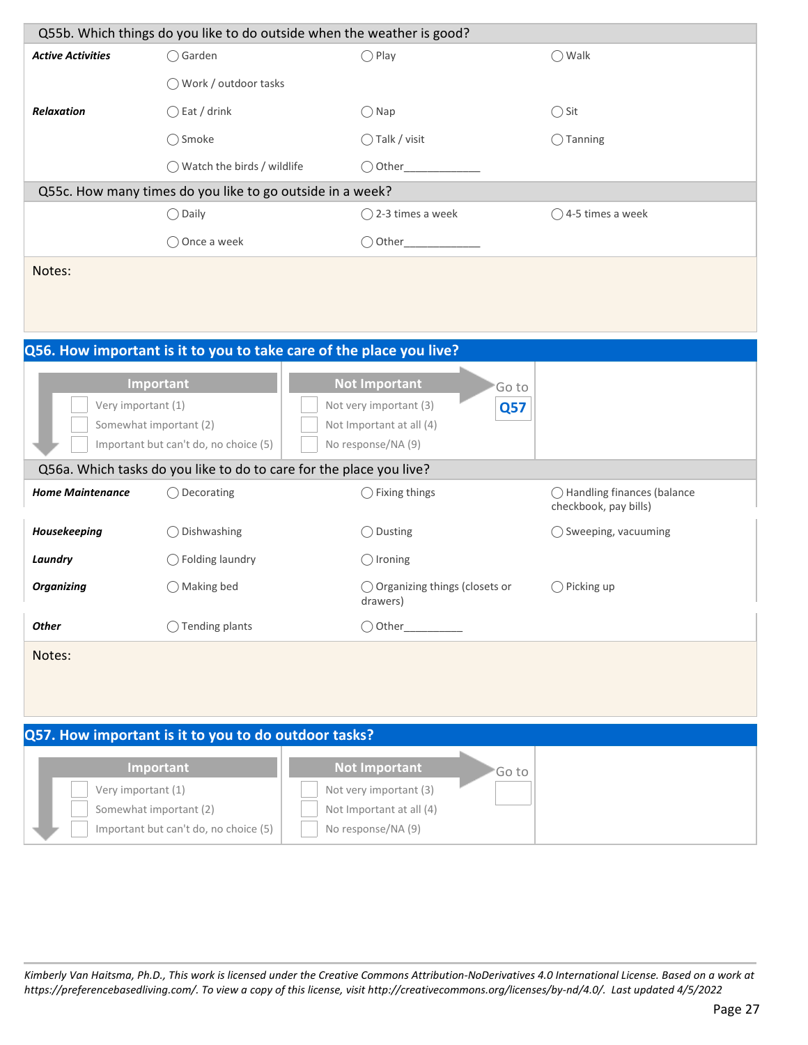### Q55b. Which things do you like to do outside when the weather is good?

| | | | |
|---|---|---|---|
| ***Active Activities*** | ◯ Garden | ◯ Play | ◯ Walk |
| | ◯ Work / outdoor tasks | | |
| ***Relaxation*** | ◯ Eat / drink | ◯ Nap | ◯ Sit |
| | ◯ Smoke | ◯ Talk / visit | ◯ Tanning |
| | ◯ Watch the birds / wildlife | ◯ Other_____________ | |

### Q55c. How many times do you like to go outside in a week?

| | | |
|---|---|---|
| ◯ Daily | ◯ 2-3 times a week | ◯ 4-5 times a week |
| ◯ Once a week | ◯ Other_____________ | |

Notes:

## Q56. How important is it to you to take care of the place you live?

| Important | Not Important | Go to |
|---|---|---|
| ☐ Very important (1) | ☐ Not very important (3) | **Q57** |
| ☐ Somewhat important (2) | ☐ Not Important at all (4) | |
| ☐ Important but can't do, no choice (5) | ☐ No response/NA (9) | |

### Q56a. Which tasks do you like to do to care for the place you live?

| | | | |
|---|---|---|---|
| ***Home Maintenance*** | ◯ Decorating | ◯ Fixing things | ◯ Handling finances (balance checkbook, pay bills) |
| ***Housekeeping*** | ◯ Dishwashing | ◯ Dusting | ◯ Sweeping, vacuuming |
| ***Laundry*** | ◯ Folding laundry | ◯ Ironing | |
| ***Organizing*** | ◯ Making bed | ◯ Organizing things (closets or drawers) | ◯ Picking up |
| ***Other*** | ◯ Tending plants | ◯ Other__________ | |

Notes:

## Q57. How important is it to you to do outdoor tasks?

| Important | Not Important | Go to |
|---|---|---|
| ☐ Very important (1) | ☐ Not very important (3) | ☐ |
| ☐ Somewhat important (2) | ☐ Not Important at all (4) | |
| ☐ Important but can't do, no choice (5) | ☐ No response/NA (9) | |

*Kimberly Van Haitsma, Ph.D., This work is licensed under the Creative Commons Attribution-NoDerivatives 4.0 International License. Based on a work at https://preferencebasedliving.com/. To view a copy of this license, visit http://creativecommons.org/licenses/by-nd/4.0/. Last updated 4/5/2022*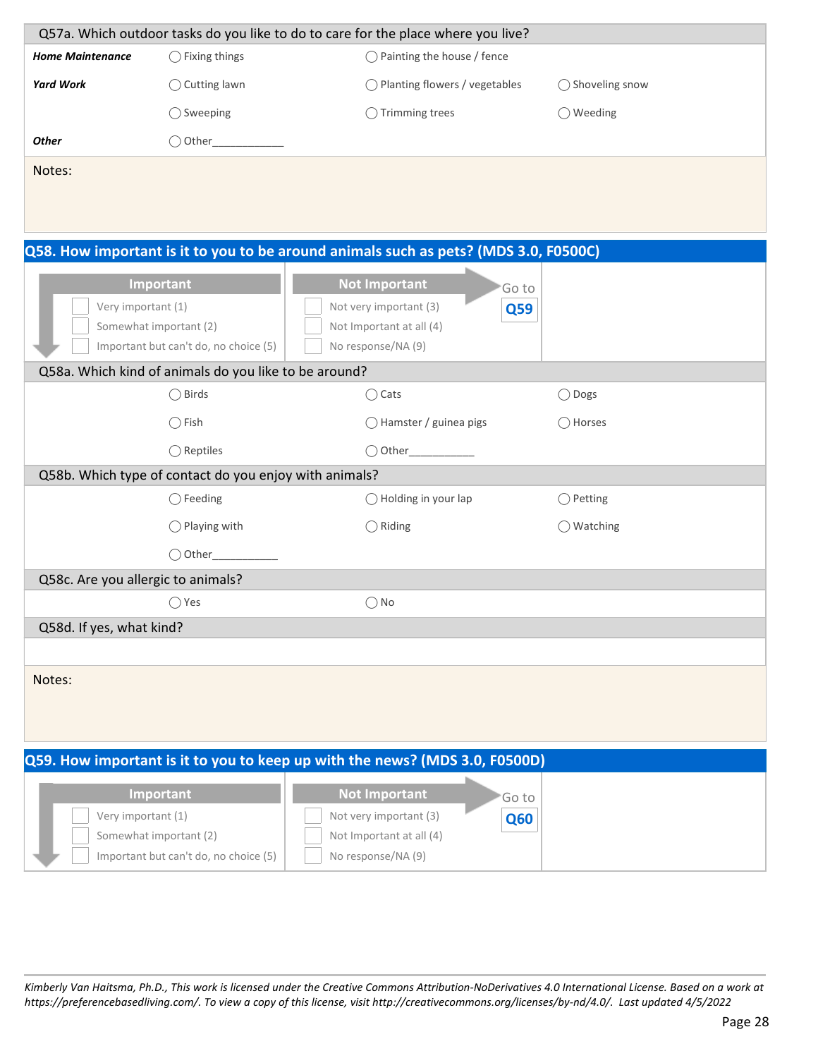Q57a. Which outdoor tasks do you like to do to care for the place where you live?

| | | | |
|---|---|---|---|
| ***Home Maintenance*** | ◯ Fixing things | ◯ Painting the house / fence | |
| ***Yard Work*** | ◯ Cutting lawn | ◯ Planting flowers / vegetables | ◯ Shoveling snow |
| | ◯ Sweeping | ◯ Trimming trees | ◯ Weeding |
| ***Other*** | ◯ Other____________ | | |

Notes:

## Q58. How important is it to you to be around animals such as pets? (MDS 3.0, F0500C)

| Important | Not Important | |
|---|---|---|
| ☐ Very important (1) | ☐ Not very important (3) | Go to **Q59** |
| ☐ Somewhat important (2) | ☐ Not Important at all (4) | |
| ☐ Important but can't do, no choice (5) | ☐ No response/NA (9) | |

Q58a. Which kind of animals do you like to be around?

| | | |
|---|---|---|
| ◯ Birds | ◯ Cats | ◯ Dogs |
| ◯ Fish | ◯ Hamster / guinea pigs | ◯ Horses |
| ◯ Reptiles | ◯ Other___________ | |

Q58b. Which type of contact do you enjoy with animals?

| | | |
|---|---|---|
| ◯ Feeding | ◯ Holding in your lap | ◯ Petting |
| ◯ Playing with | ◯ Riding | ◯ Watching |
| ◯ Other___________ | | |

Q58c. Are you allergic to animals?

◯ Yes ◯ No

Q58d. If yes, what kind?

Notes:

## Q59. How important is it to you to keep up with the news? (MDS 3.0, F0500D)

| Important | Not Important | |
|---|---|---|
| ☐ Very important (1) | ☐ Not very important (3) | Go to **Q60** |
| ☐ Somewhat important (2) | ☐ Not Important at all (4) | |
| ☐ Important but can't do, no choice (5) | ☐ No response/NA (9) | |

*Kimberly Van Haitsma, Ph.D., This work is licensed under the Creative Commons Attribution-NoDerivatives 4.0 International License. Based on a work at https://preferencebasedliving.com/. To view a copy of this license, visit http://creativecommons.org/licenses/by-nd/4.0/. Last updated 4/5/2022*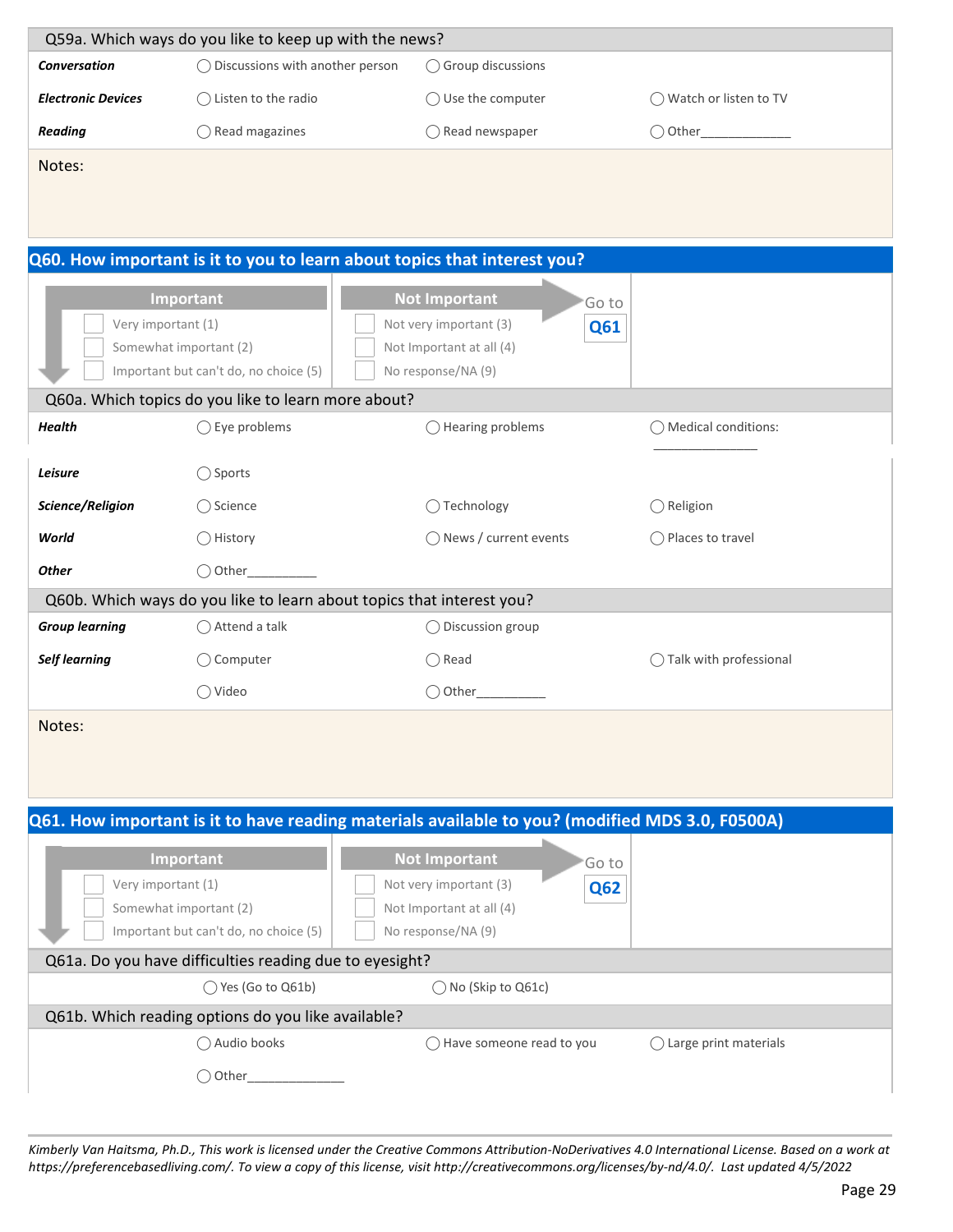| Q59a. Which ways do you like to keep up with the news? | | | |
|---|---|---|---|
| ***Conversation*** | ◯ Discussions with another person | ◯ Group discussions | |
| ***Electronic Devices*** | ◯ Listen to the radio | ◯ Use the computer | ◯ Watch or listen to TV |
| ***Reading*** | ◯ Read magazines | ◯ Read newspaper | ◯ Other_____________ |

Notes:

## Q60. How important is it to you to learn about topics that interest you?

| Important | Not Important | |
|---|---|---|
| ☐ Very important (1) | ☐ Not very important (3) | Go to **Q61** |
| ☐ Somewhat important (2) | ☐ Not Important at all (4) | |
| ☐ Important but can't do, no choice (5) | ☐ No response/NA (9) | |

| Q60a. Which topics do you like to learn more about? | | | |
|---|---|---|---|
| ***Health*** | ◯ Eye problems | ◯ Hearing problems | ◯ Medical conditions: _______________ |
| ***Leisure*** | ◯ Sports | | |
| ***Science/Religion*** | ◯ Science | ◯ Technology | ◯ Religion |
| ***World*** | ◯ History | ◯ News / current events | ◯ Places to travel |
| ***Other*** | ◯ Other__________ | | |

| Q60b. Which ways do you like to learn about topics that interest you? | | | |
|---|---|---|---|
| ***Group learning*** | ◯ Attend a talk | ◯ Discussion group | |
| ***Self learning*** | ◯ Computer | ◯ Read | ◯ Talk with professional |
| | ◯ Video | ◯ Other__________ | |

Notes:

## Q61. How important is it to have reading materials available to you? (modified MDS 3.0, F0500A)

| Important | Not Important | |
|---|---|---|
| ☐ Very important (1) | ☐ Not very important (3) | Go to **Q62** |
| ☐ Somewhat important (2) | ☐ Not Important at all (4) | |
| ☐ Important but can't do, no choice (5) | ☐ No response/NA (9) | |

| Q61a. Do you have difficulties reading due to eyesight? | |
|---|---|
| ◯ Yes (Go to Q61b) | ◯ No (Skip to Q61c) |

| Q61b. Which reading options do you like available? | | |
|---|---|---|
| ◯ Audio books | ◯ Have someone read to you | ◯ Large print materials |
| ◯ Other______________ | | |

*Kimberly Van Haitsma, Ph.D., This work is licensed under the Creative Commons Attribution-NoDerivatives 4.0 International License. Based on a work at https://preferencebasedliving.com/. To view a copy of this license, visit http://creativecommons.org/licenses/by-nd/4.0/. Last updated 4/5/2022*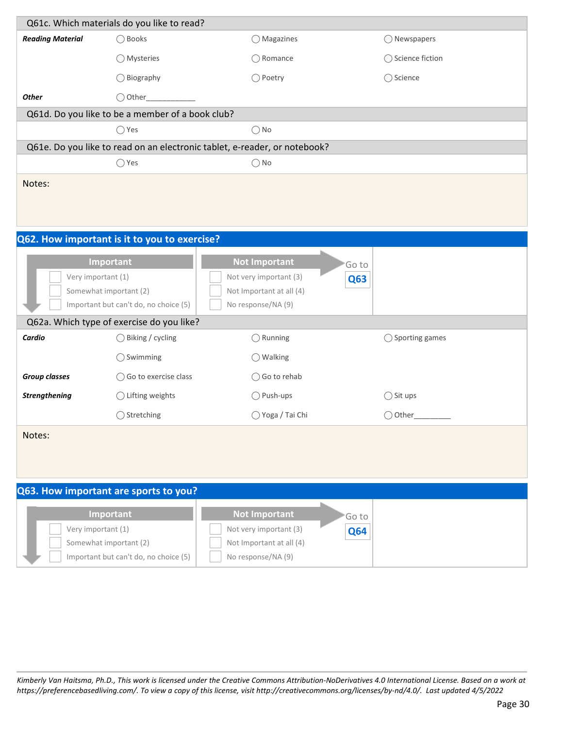## Q61c. Which materials do you like to read?

| | | | |
|---|---|---|---|
| ***Reading Material*** | ◯ Books | ◯ Magazines | ◯ Newspapers |
| | ◯ Mysteries | ◯ Romance | ◯ Science fiction |
| | ◯ Biography | ◯ Poetry | ◯ Science |
| ***Other*** | ◯ Other___________ | | |

## Q61d. Do you like to be a member of a book club?

◯ Yes ◯ No

## Q61e. Do you like to read on an electronic tablet, e-reader, or notebook?

◯ Yes ◯ No

Notes:

## Q62. How important is it to you to exercise?

| Important | Not Important | |
|---|---|---|
| ☐ Very important (1) | ☐ Not very important (3) | Go to **Q63** |
| ☐ Somewhat important (2) | ☐ Not Important at all (4) | |
| ☐ Important but can't do, no choice (5) | ☐ No response/NA (9) | |

## Q62a. Which type of exercise do you like?

| | | | |
|---|---|---|---|
| ***Cardio*** | ◯ Biking / cycling | ◯ Running | ◯ Sporting games |
| | ◯ Swimming | ◯ Walking | |
| ***Group classes*** | ◯ Go to exercise class | ◯ Go to rehab | |
| ***Strengthening*** | ◯ Lifting weights | ◯ Push-ups | ◯ Sit ups |
| | ◯ Stretching | ◯ Yoga / Tai Chi | ◯ Other________ |

Notes:

## Q63. How important are sports to you?

| Important | Not Important | |
|---|---|---|
| ☐ Very important (1) | ☐ Not very important (3) | Go to **Q64** |
| ☐ Somewhat important (2) | ☐ Not Important at all (4) | |
| ☐ Important but can't do, no choice (5) | ☐ No response/NA (9) | |

*Kimberly Van Haitsma, Ph.D., This work is licensed under the Creative Commons Attribution-NoDerivatives 4.0 International License. Based on a work at https://preferencebasedliving.com/. To view a copy of this license, visit http://creativecommons.org/licenses/by-nd/4.0/. Last updated 4/5/2022*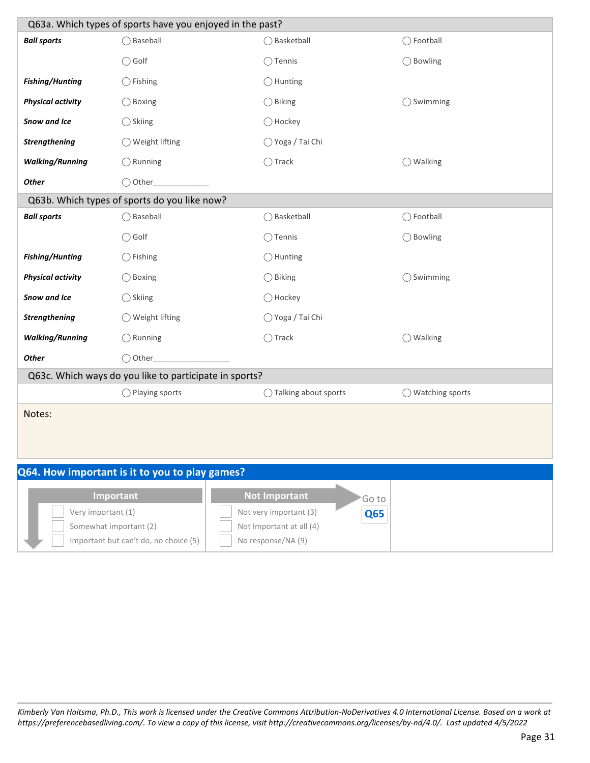## Q63a. Which types of sports have you enjoyed in the past?

| | | | |
|---|---|---|---|
| ***Ball sports*** | ◯ Baseball | ◯ Basketball | ◯ Football |
| | ◯ Golf | ◯ Tennis | ◯ Bowling |
| ***Fishing/Hunting*** | ◯ Fishing | ◯ Hunting | |
| ***Physical activity*** | ◯ Boxing | ◯ Biking | ◯ Swimming |
| ***Snow and Ice*** | ◯ Skiing | ◯ Hockey | |
| ***Strengthening*** | ◯ Weight lifting | ◯ Yoga / Tai Chi | |
| ***Walking/Running*** | ◯ Running | ◯ Track | ◯ Walking |
| ***Other*** | ◯ Other_____________ | | |

## Q63b. Which types of sports do you like now?

| | | | |
|---|---|---|---|
| ***Ball sports*** | ◯ Baseball | ◯ Basketball | ◯ Football |
| | ◯ Golf | ◯ Tennis | ◯ Bowling |
| ***Fishing/Hunting*** | ◯ Fishing | ◯ Hunting | |
| ***Physical activity*** | ◯ Boxing | ◯ Biking | ◯ Swimming |
| ***Snow and Ice*** | ◯ Skiing | ◯ Hockey | |
| ***Strengthening*** | ◯ Weight lifting | ◯ Yoga / Tai Chi | |
| ***Walking/Running*** | ◯ Running | ◯ Track | ◯ Walking |
| ***Other*** | ◯ Other_________________ | | |

## Q63c. Which ways do you like to participate in sports?

◯ Playing sports ◯ Talking about sports ◯ Watching sports

Notes:

## Q64. How important is it to you to play games?

| Important | Not Important | |
|---|---|---|
| ☐ Very important (1) | ☐ Not very important (3) | Go to **Q65** |
| ☐ Somewhat important (2) | ☐ Not Important at all (4) | |
| ☐ Important but can't do, no choice (5) | ☐ No response/NA (9) | |

*Kimberly Van Haitsma, Ph.D., This work is licensed under the Creative Commons Attribution-NoDerivatives 4.0 International License. Based on a work at https://preferencebasedliving.com/. To view a copy of this license, visit http://creativecommons.org/licenses/by-nd/4.0/. Last updated 4/5/2022*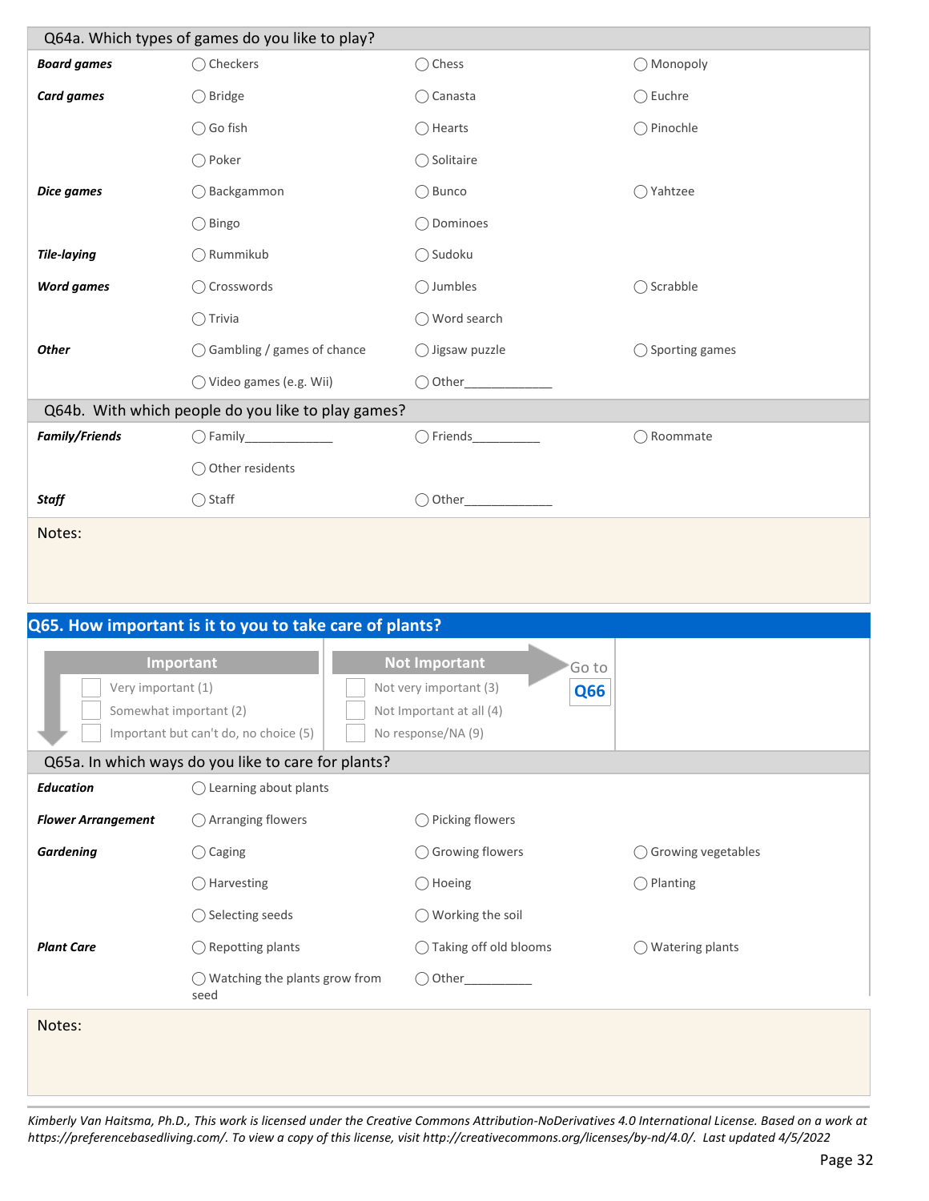## Q64a. Which types of games do you like to play?

| | | | |
|---|---|---|---|
| ***Board games*** | ◯ Checkers | ◯ Chess | ◯ Monopoly |
| ***Card games*** | ◯ Bridge | ◯ Canasta | ◯ Euchre |
| | ◯ Go fish | ◯ Hearts | ◯ Pinochle |
| | ◯ Poker | ◯ Solitaire | |
| ***Dice games*** | ◯ Backgammon | ◯ Bunco | ◯ Yahtzee |
| | ◯ Bingo | ◯ Dominoes | |
| ***Tile-laying*** | ◯ Rummikub | ◯ Sudoku | |
| ***Word games*** | ◯ Crosswords | ◯ Jumbles | ◯ Scrabble |
| | ◯ Trivia | ◯ Word search | |
| ***Other*** | ◯ Gambling / games of chance | ◯ Jigsaw puzzle | ◯ Sporting games |
| | ◯ Video games (e.g. Wii) | ◯ Other_____________ | |

## Q64b. With which people do you like to play games?

| | | | |
|---|---|---|---|
| ***Family/Friends*** | ◯ Family_____________ | ◯ Friends__________ | ◯ Roommate |
| | ◯ Other residents | | |
| ***Staff*** | ◯ Staff | ◯ Other_____________ | |

Notes:

## Q65. How important is it to you to take care of plants?

| Important | Not Important |
|---|---|
| ☐ Very important (1) | ☐ Not very important (3) |
| ☐ Somewhat important (2) | ☐ Not Important at all (4) |
| ☐ Important but can't do, no choice (5) | ☐ No response/NA (9) |

Not Important → Go to **Q66**

## Q65a. In which ways do you like to care for plants?

| | | | |
|---|---|---|---|
| ***Education*** | ◯ Learning about plants | | |
| ***Flower Arrangement*** | ◯ Arranging flowers | ◯ Picking flowers | |
| ***Gardening*** | ◯ Caging | ◯ Growing flowers | ◯ Growing vegetables |
| | ◯ Harvesting | ◯ Hoeing | ◯ Planting |
| | ◯ Selecting seeds | ◯ Working the soil | |
| ***Plant Care*** | ◯ Repotting plants | ◯ Taking off old blooms | ◯ Watering plants |
| | ◯ Watching the plants grow from seed | ◯ Other__________ | |

Notes:

*Kimberly Van Haitsma, Ph.D., This work is licensed under the Creative Commons Attribution-NoDerivatives 4.0 International License. Based on a work at https://preferencebasedliving.com/. To view a copy of this license, visit http://creativecommons.org/licenses/by-nd/4.0/. Last updated 4/5/2022*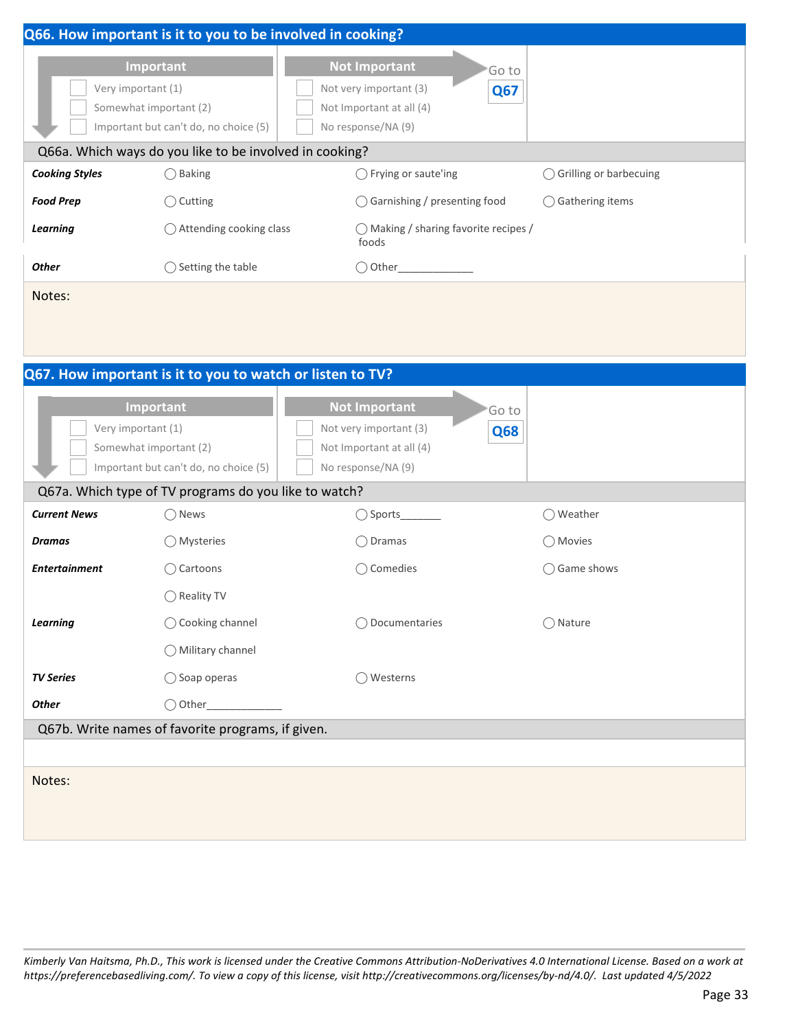## Q66. How important is it to you to be involved in cooking?

| Important | Not Important | Go to **Q67** |
|---|---|---|
| ☐ Very important (1) | ☐ Not very important (3) | |
| ☐ Somewhat important (2) | ☐ Not Important at all (4) | |
| ☐ Important but can't do, no choice (5) | ☐ No response/NA (9) | |

**Q66a. Which ways do you like to be involved in cooking?**

| | | | |
|---|---|---|---|
| ***Cooking Styles*** | ◯ Baking | ◯ Frying or saute'ing | ◯ Grilling or barbecuing |
| ***Food Prep*** | ◯ Cutting | ◯ Garnishing / presenting food | ◯ Gathering items |
| ***Learning*** | ◯ Attending cooking class | ◯ Making / sharing favorite recipes / foods | |
| ***Other*** | ◯ Setting the table | ◯ Other_____________ | |

Notes:

## Q67. How important is it to you to watch or listen to TV?

| Important | Not Important | Go to **Q68** |
|---|---|---|
| ☐ Very important (1) | ☐ Not very important (3) | |
| ☐ Somewhat important (2) | ☐ Not Important at all (4) | |
| ☐ Important but can't do, no choice (5) | ☐ No response/NA (9) | |

**Q67a. Which type of TV programs do you like to watch?**

| | | | |
|---|---|---|---|
| ***Current News*** | ◯ News | ◯ Sports_______ | ◯ Weather |
| ***Dramas*** | ◯ Mysteries | ◯ Dramas | ◯ Movies |
| ***Entertainment*** | ◯ Cartoons | ◯ Comedies | ◯ Game shows |
| | ◯ Reality TV | | |
| ***Learning*** | ◯ Cooking channel | ◯ Documentaries | ◯ Nature |
| | ◯ Military channel | | |
| ***TV Series*** | ◯ Soap operas | ◯ Westerns | |
| ***Other*** | ◯ Other_____________ | | |

**Q67b. Write names of favorite programs, if given.**

Notes:

*Kimberly Van Haitsma, Ph.D., This work is licensed under the Creative Commons Attribution-NoDerivatives 4.0 International License. Based on a work at https://preferencebasedliving.com/. To view a copy of this license, visit http://creativecommons.org/licenses/by-nd/4.0/. Last updated 4/5/2022*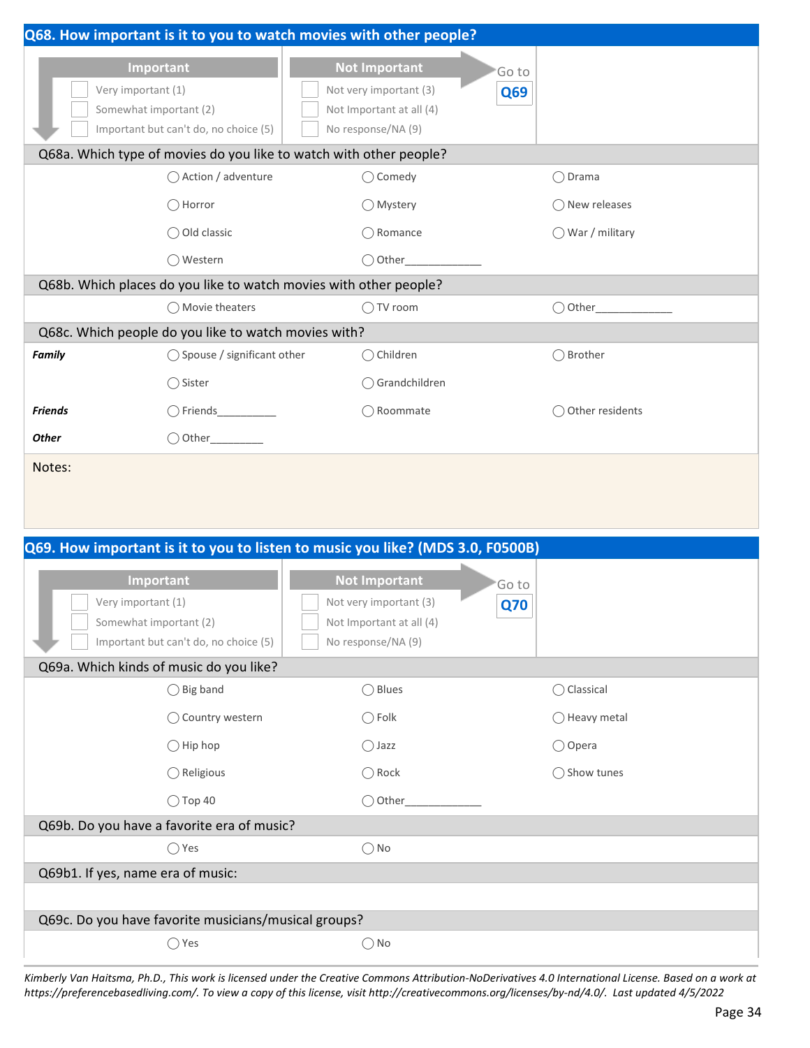## Q68. How important is it to you to watch movies with other people?

| Important | Not Important | |
|---|---|---|
| ☐ Very important (1) | ☐ Not very important (3) | Go to **Q69** |
| ☐ Somewhat important (2) | ☐ Not Important at all (4) | |
| ☐ Important but can't do, no choice (5) | ☐ No response/NA (9) | |

### Q68a. Which type of movies do you like to watch with other people?

◯ Action / adventure ◯ Comedy ◯ Drama

◯ Horror ◯ Mystery ◯ New releases

◯ Old classic ◯ Romance ◯ War / military

◯ Western ◯ Other____________

### Q68b. Which places do you like to watch movies with other people?

◯ Movie theaters ◯ TV room ◯ Other____________

### Q68c. Which people do you like to watch movies with?

***Family*** ◯ Spouse / significant other ◯ Children ◯ Brother

◯ Sister ◯ Grandchildren

***Friends*** ◯ Friends_________ ◯ Roommate ◯ Other residents

***Other*** ◯ Other________

Notes:

## Q69. How important is it to you to listen to music you like? (MDS 3.0, F0500B)

| Important | Not Important | |
|---|---|---|
| ☐ Very important (1) | ☐ Not very important (3) | Go to **Q70** |
| ☐ Somewhat important (2) | ☐ Not Important at all (4) | |
| ☐ Important but can't do, no choice (5) | ☐ No response/NA (9) | |

### Q69a. Which kinds of music do you like?

◯ Big band ◯ Blues ◯ Classical

◯ Country western ◯ Folk ◯ Heavy metal

◯ Hip hop ◯ Jazz ◯ Opera

◯ Religious ◯ Rock ◯ Show tunes

◯ Top 40 ◯ Other____________

### Q69b. Do you have a favorite era of music?

◯ Yes ◯ No

### Q69b1. If yes, name era of music:

### Q69c. Do you have favorite musicians/musical groups?

◯ Yes ◯ No

*Kimberly Van Haitsma, Ph.D., This work is licensed under the Creative Commons Attribution-NoDerivatives 4.0 International License. Based on a work at https://preferencebasedliving.com/. To view a copy of this license, visit http://creativecommons.org/licenses/by-nd/4.0/. Last updated 4/5/2022*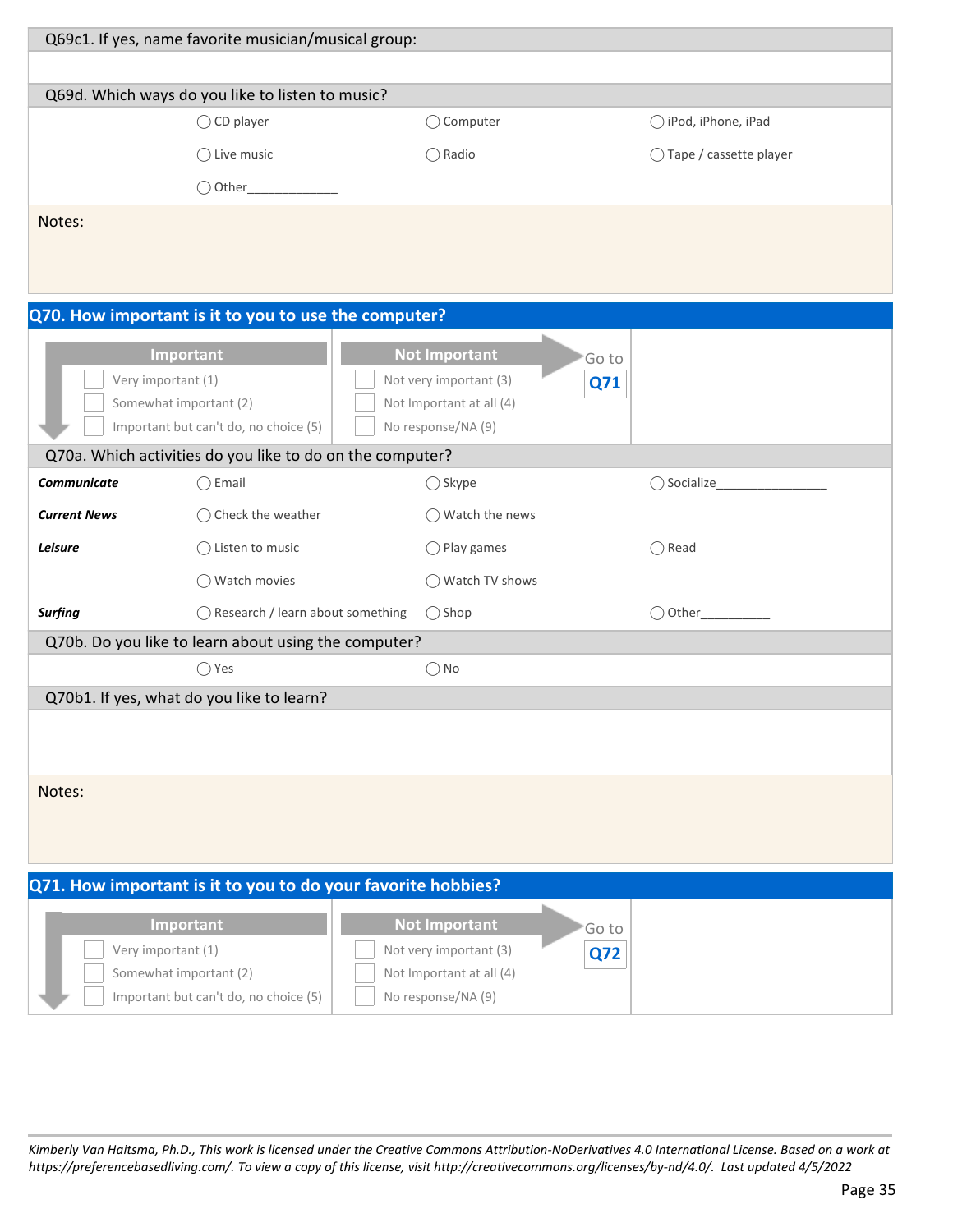Q69c1. If yes, name favorite musician/musical group:

Q69d. Which ways do you like to listen to music?

| ◯ CD player | ◯ Computer | ◯ iPod, iPhone, iPad |
|---|---|---|
| ◯ Live music | ◯ Radio | ◯ Tape / cassette player |
| ◯ Other_____________ | | |

Notes:

## Q70. How important is it to you to use the computer?

| Important | Not Important | |
|---|---|---|
| ☐ Very important (1) | ☐ Not very important (3) | Go to **Q71** |
| ☐ Somewhat important (2) | ☐ Not Important at all (4) | |
| ☐ Important but can't do, no choice (5) | ☐ No response/NA (9) | |

Q70a. Which activities do you like to do on the computer?

| | | | |
|---|---|---|---|
| ***Communicate*** | ◯ Email | ◯ Skype | ◯ Socialize________________ |
| ***Current News*** | ◯ Check the weather | ◯ Watch the news | |
| ***Leisure*** | ◯ Listen to music | ◯ Play games | ◯ Read |
| | ◯ Watch movies | ◯ Watch TV shows | |
| ***Surfing*** | ◯ Research / learn about something | ◯ Shop | ◯ Other__________ |

Q70b. Do you like to learn about using the computer?

◯ Yes ◯ No

Q70b1. If yes, what do you like to learn?

Notes:

## Q71. How important is it to you to do your favorite hobbies?

| Important | Not Important | |
|---|---|---|
| ☐ Very important (1) | ☐ Not very important (3) | Go to **Q72** |
| ☐ Somewhat important (2) | ☐ Not Important at all (4) | |
| ☐ Important but can't do, no choice (5) | ☐ No response/NA (9) | |

*Kimberly Van Haitsma, Ph.D., This work is licensed under the Creative Commons Attribution-NoDerivatives 4.0 International License. Based on a work at https://preferencebasedliving.com/. To view a copy of this license, visit http://creativecommons.org/licenses/by-nd/4.0/. Last updated 4/5/2022*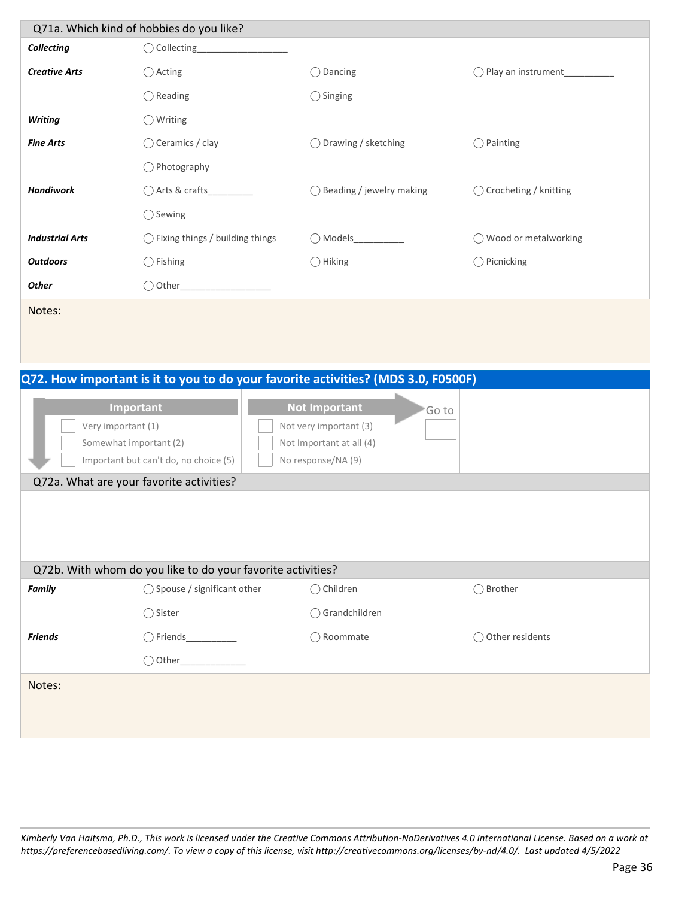## Q71a. Which kind of hobbies do you like?

| | | | |
|---|---|---|---|
| ***Collecting*** | ◯ Collecting_________________ | | |
| ***Creative Arts*** | ◯ Acting | ◯ Dancing | ◯ Play an instrument__________ |
| | ◯ Reading | ◯ Singing | |
| ***Writing*** | ◯ Writing | | |
| ***Fine Arts*** | ◯ Ceramics / clay | ◯ Drawing / sketching | ◯ Painting |
| | ◯ Photography | | |
| ***Handiwork*** | ◯ Arts & crafts_________ | ◯ Beading / jewelry making | ◯ Crocheting / knitting |
| | ◯ Sewing | | |
| ***Industrial Arts*** | ◯ Fixing things / building things | ◯ Models__________ | ◯ Wood or metalworking |
| ***Outdoors*** | ◯ Fishing | ◯ Hiking | ◯ Picnicking |
| ***Other*** | ◯ Other_________________ | | |

Notes:

## Q72. How important is it to you to do your favorite activities? (MDS 3.0, F0500F)

| Important | Not Important | Go to |
|---|---|---|
| ☐ Very important (1) | ☐ Not very important (3) | ☐ |
| ☐ Somewhat important (2) | ☐ Not Important at all (4) | |
| ☐ Important but can't do, no choice (5) | ☐ No response/NA (9) | |

## Q72a. What are your favorite activities?

## Q72b. With whom do you like to do your favorite activities?

| | | | |
|---|---|---|---|
| ***Family*** | ◯ Spouse / significant other | ◯ Children | ◯ Brother |
| | ◯ Sister | ◯ Grandchildren | |
| ***Friends*** | ◯ Friends__________ | ◯ Roommate | ◯ Other residents |
| | ◯ Other_____________ | | |

Notes:

*Kimberly Van Haitsma, Ph.D., This work is licensed under the Creative Commons Attribution-NoDerivatives 4.0 International License. Based on a work at https://preferencebasedliving.com/. To view a copy of this license, visit http://creativecommons.org/licenses/by-nd/4.0/. Last updated 4/5/2022*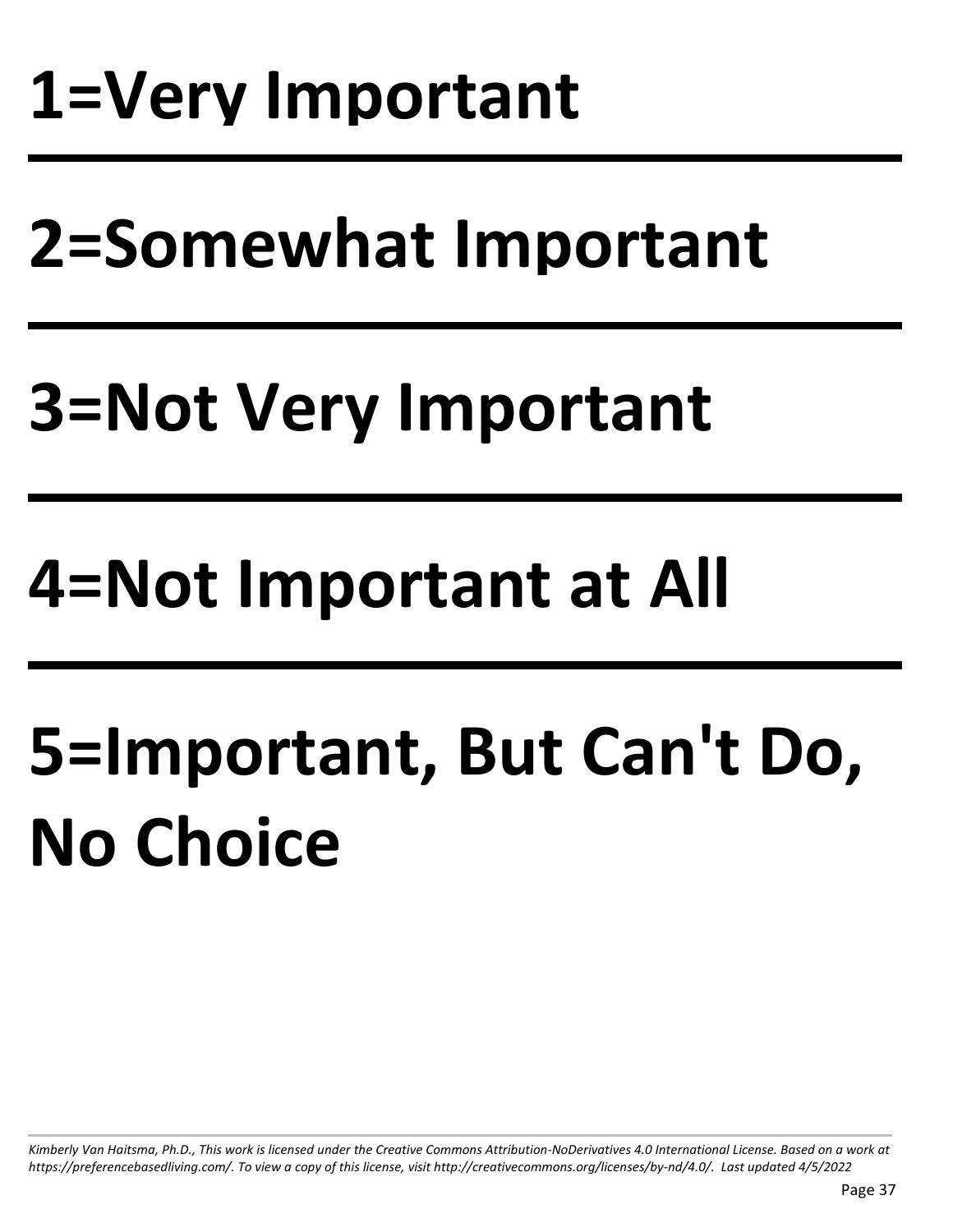# 1=Very Important

---

# 2=Somewhat Important

---

# 3=Not Very Important

---

# 4=Not Important at All

---

# 5=Important, But Can't Do, No Choice

---

*Kimberly Van Haitsma, Ph.D., This work is licensed under the Creative Commons Attribution-NoDerivatives 4.0 International License. Based on a work at https://preferencebasedliving.com/. To view a copy of this license, visit http://creativecommons.org/licenses/by-nd/4.0/. Last updated 4/5/2022*